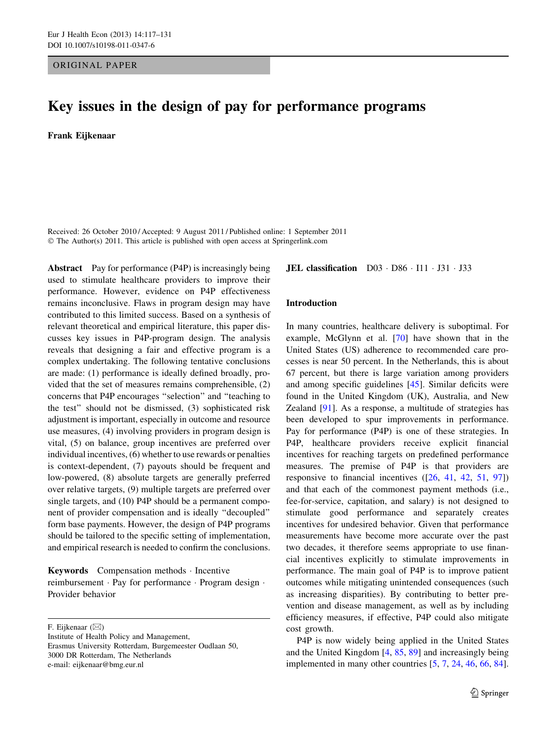ORIGINAL PAPER

# Key issues in the design of pay for performance programs

**Frank Eijkenaar**

Received: 26 October 2010 / Accepted: 9 August 2011 / Published online: 1 September 2011
© The Author(s) 2011. This article is published with open access at Springerlink.com

**Abstract** Pay for performance (P4P) is increasingly being used to stimulate healthcare providers to improve their performance. However, evidence on P4P effectiveness remains inconclusive. Flaws in program design may have contributed to this limited success. Based on a synthesis of relevant theoretical and empirical literature, this paper discusses key issues in P4P-program design. The analysis reveals that designing a fair and effective program is a complex undertaking. The following tentative conclusions are made: (1) performance is ideally defined broadly, provided that the set of measures remains comprehensible, (2) concerns that P4P encourages "selection" and "teaching to the test" should not be dismissed, (3) sophisticated risk adjustment is important, especially in outcome and resource use measures, (4) involving providers in program design is vital, (5) on balance, group incentives are preferred over individual incentives, (6) whether to use rewards or penalties is context-dependent, (7) payouts should be frequent and low-powered, (8) absolute targets are generally preferred over relative targets, (9) multiple targets are preferred over single targets, and (10) P4P should be a permanent component of provider compensation and is ideally "decoupled" form base payments. However, the design of P4P programs should be tailored to the specific setting of implementation, and empirical research is needed to confirm the conclusions.

**Keywords** Compensation methods · Incentive reimbursement · Pay for performance · Program design · Provider behavior

F. Eijkenaar (✉)
Institute of Health Policy and Management,
Erasmus University Rotterdam, Burgemeester Oudlaan 50,
3000 DR Rotterdam, The Netherlands
e-mail: eijkenaar@bmg.eur.nl

**JEL classification** D03 · D86 · I11 · J31 · J33

## Introduction

In many countries, healthcare delivery is suboptimal. For example, McGlynn et al. [70] have shown that in the United States (US) adherence to recommended care processes is near 50 percent. In the Netherlands, this is about 67 percent, but there is large variation among providers and among specific guidelines [45]. Similar deficits were found in the United Kingdom (UK), Australia, and New Zealand [91]. As a response, a multitude of strategies has been developed to spur improvements in performance. Pay for performance (P4P) is one of these strategies. In P4P, healthcare providers receive explicit financial incentives for reaching targets on predefined performance measures. The premise of P4P is that providers are responsive to financial incentives ([26, 41, 42, 51, 97]) and that each of the commonest payment methods (i.e., fee-for-service, capitation, and salary) is not designed to stimulate good performance and separately creates incentives for undesired behavior. Given that performance measurements have become more accurate over the past two decades, it therefore seems appropriate to use financial incentives explicitly to stimulate improvements in performance. The main goal of P4P is to improve patient outcomes while mitigating unintended consequences (such as increasing disparities). By contributing to better prevention and disease management, as well as by including efficiency measures, if effective, P4P could also mitigate cost growth.

P4P is now widely being applied in the United States and the United Kingdom [4, 85, 89] and increasingly being implemented in many other countries [5, 7, 24, 46, 66, 84].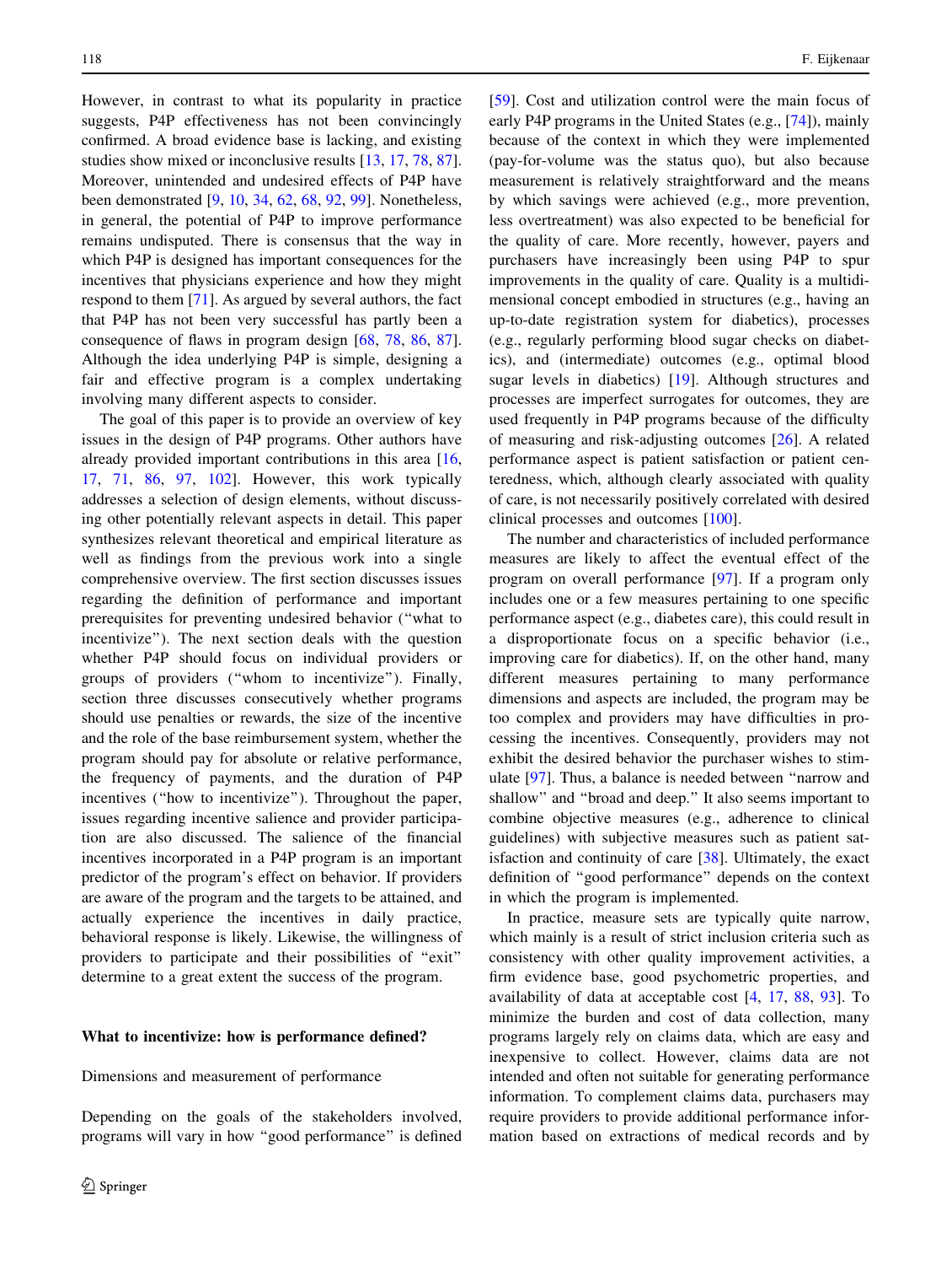However, in contrast to what its popularity in practice suggests, P4P effectiveness has not been convincingly confirmed. A broad evidence base is lacking, and existing studies show mixed or inconclusive results [13, 17, 78, 87]. Moreover, unintended and undesired effects of P4P have been demonstrated [9, 10, 34, 62, 68, 92, 99]. Nonetheless, in general, the potential of P4P to improve performance remains undisputed. There is consensus that the way in which P4P is designed has important consequences for the incentives that physicians experience and how they might respond to them [71]. As argued by several authors, the fact that P4P has not been very successful has partly been a consequence of flaws in program design [68, 78, 86, 87]. Although the idea underlying P4P is simple, designing a fair and effective program is a complex undertaking involving many different aspects to consider.

The goal of this paper is to provide an overview of key issues in the design of P4P programs. Other authors have already provided important contributions in this area [16, 17, 71, 86, 97, 102]. However, this work typically addresses a selection of design elements, without discussing other potentially relevant aspects in detail. This paper synthesizes relevant theoretical and empirical literature as well as findings from the previous work into a single comprehensive overview. The first section discusses issues regarding the definition of performance and important prerequisites for preventing undesired behavior ("what to incentivize"). The next section deals with the question whether P4P should focus on individual providers or groups of providers ("whom to incentivize"). Finally, section three discusses consecutively whether programs should use penalties or rewards, the size of the incentive and the role of the base reimbursement system, whether the program should pay for absolute or relative performance, the frequency of payments, and the duration of P4P incentives ("how to incentivize"). Throughout the paper, issues regarding incentive salience and provider participation are also discussed. The salience of the financial incentives incorporated in a P4P program is an important predictor of the program's effect on behavior. If providers are aware of the program and the targets to be attained, and actually experience the incentives in daily practice, behavioral response is likely. Likewise, the willingness of providers to participate and their possibilities of "exit" determine to a great extent the success of the program.

## What to incentivize: how is performance defined?

### Dimensions and measurement of performance

Depending on the goals of the stakeholders involved, programs will vary in how "good performance" is defined [59]. Cost and utilization control were the main focus of early P4P programs in the United States (e.g., [74]), mainly because of the context in which they were implemented (pay-for-volume was the status quo), but also because measurement is relatively straightforward and the means by which savings were achieved (e.g., more prevention, less overtreatment) was also expected to be beneficial for the quality of care. More recently, however, payers and purchasers have increasingly been using P4P to spur improvements in the quality of care. Quality is a multidimensional concept embodied in structures (e.g., having an up-to-date registration system for diabetics), processes (e.g., regularly performing blood sugar checks on diabetics), and (intermediate) outcomes (e.g., optimal blood sugar levels in diabetics) [19]. Although structures and processes are imperfect surrogates for outcomes, they are used frequently in P4P programs because of the difficulty of measuring and risk-adjusting outcomes [26]. A related performance aspect is patient satisfaction or patient centeredness, which, although clearly associated with quality of care, is not necessarily positively correlated with desired clinical processes and outcomes [100].

The number and characteristics of included performance measures are likely to affect the eventual effect of the program on overall performance [97]. If a program only includes one or a few measures pertaining to one specific performance aspect (e.g., diabetes care), this could result in a disproportionate focus on a specific behavior (i.e., improving care for diabetics). If, on the other hand, many different measures pertaining to many performance dimensions and aspects are included, the program may be too complex and providers may have difficulties in processing the incentives. Consequently, providers may not exhibit the desired behavior the purchaser wishes to stimulate [97]. Thus, a balance is needed between "narrow and shallow" and "broad and deep." It also seems important to combine objective measures (e.g., adherence to clinical guidelines) with subjective measures such as patient satisfaction and continuity of care [38]. Ultimately, the exact definition of "good performance" depends on the context in which the program is implemented.

In practice, measure sets are typically quite narrow, which mainly is a result of strict inclusion criteria such as consistency with other quality improvement activities, a firm evidence base, good psychometric properties, and availability of data at acceptable cost [4, 17, 88, 93]. To minimize the burden and cost of data collection, many programs largely rely on claims data, which are easy and inexpensive to collect. However, claims data are not intended and often not suitable for generating performance information. To complement claims data, purchasers may require providers to provide additional performance information based on extractions of medical records and by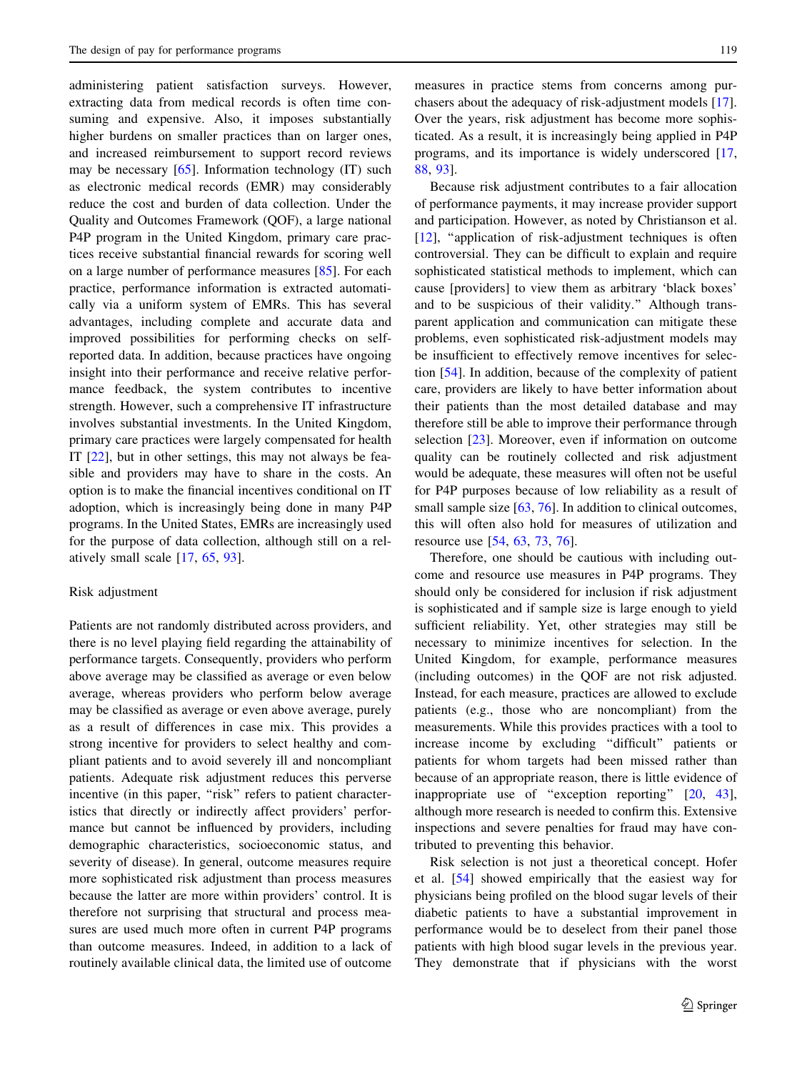administering patient satisfaction surveys. However, extracting data from medical records is often time consuming and expensive. Also, it imposes substantially higher burdens on smaller practices than on larger ones, and increased reimbursement to support record reviews may be necessary [65]. Information technology (IT) such as electronic medical records (EMR) may considerably reduce the cost and burden of data collection. Under the Quality and Outcomes Framework (QOF), a large national P4P program in the United Kingdom, primary care practices receive substantial financial rewards for scoring well on a large number of performance measures [85]. For each practice, performance information is extracted automatically via a uniform system of EMRs. This has several advantages, including complete and accurate data and improved possibilities for performing checks on self-reported data. In addition, because practices have ongoing insight into their performance and receive relative performance feedback, the system contributes to incentive strength. However, such a comprehensive IT infrastructure involves substantial investments. In the United Kingdom, primary care practices were largely compensated for health IT [22], but in other settings, this may not always be feasible and providers may have to share in the costs. An option is to make the financial incentives conditional on IT adoption, which is increasingly being done in many P4P programs. In the United States, EMRs are increasingly used for the purpose of data collection, although still on a relatively small scale [17, 65, 93].

## Risk adjustment

Patients are not randomly distributed across providers, and there is no level playing field regarding the attainability of performance targets. Consequently, providers who perform above average may be classified as average or even below average, whereas providers who perform below average may be classified as average or even above average, purely as a result of differences in case mix. This provides a strong incentive for providers to select healthy and compliant patients and to avoid severely ill and noncompliant patients. Adequate risk adjustment reduces this perverse incentive (in this paper, "risk" refers to patient characteristics that directly or indirectly affect providers' performance but cannot be influenced by providers, including demographic characteristics, socioeconomic status, and severity of disease). In general, outcome measures require more sophisticated risk adjustment than process measures because the latter are more within providers' control. It is therefore not surprising that structural and process measures are used much more often in current P4P programs than outcome measures. Indeed, in addition to a lack of routinely available clinical data, the limited use of outcome measures in practice stems from concerns among purchasers about the adequacy of risk-adjustment models [17]. Over the years, risk adjustment has become more sophisticated. As a result, it is increasingly being applied in P4P programs, and its importance is widely underscored [17, 88, 93].

Because risk adjustment contributes to a fair allocation of performance payments, it may increase provider support and participation. However, as noted by Christianson et al. [12], "application of risk-adjustment techniques is often controversial. They can be difficult to explain and require sophisticated statistical methods to implement, which can cause [providers] to view them as arbitrary 'black boxes' and to be suspicious of their validity." Although transparent application and communication can mitigate these problems, even sophisticated risk-adjustment models may be insufficient to effectively remove incentives for selection [54]. In addition, because of the complexity of patient care, providers are likely to have better information about their patients than the most detailed database and may therefore still be able to improve their performance through selection [23]. Moreover, even if information on outcome quality can be routinely collected and risk adjustment would be adequate, these measures will often not be useful for P4P purposes because of low reliability as a result of small sample size [63, 76]. In addition to clinical outcomes, this will often also hold for measures of utilization and resource use [54, 63, 73, 76].

Therefore, one should be cautious with including outcome and resource use measures in P4P programs. They should only be considered for inclusion if risk adjustment is sophisticated and if sample size is large enough to yield sufficient reliability. Yet, other strategies may still be necessary to minimize incentives for selection. In the United Kingdom, for example, performance measures (including outcomes) in the QOF are not risk adjusted. Instead, for each measure, practices are allowed to exclude patients (e.g., those who are noncompliant) from the measurements. While this provides practices with a tool to increase income by excluding "difficult" patients or patients for whom targets had been missed rather than because of an appropriate reason, there is little evidence of inappropriate use of "exception reporting" [20, 43], although more research is needed to confirm this. Extensive inspections and severe penalties for fraud may have contributed to preventing this behavior.

Risk selection is not just a theoretical concept. Hofer et al. [54] showed empirically that the easiest way for physicians being profiled on the blood sugar levels of their diabetic patients to have a substantial improvement in performance would be to deselect from their panel those patients with high blood sugar levels in the previous year. They demonstrate that if physicians with the worst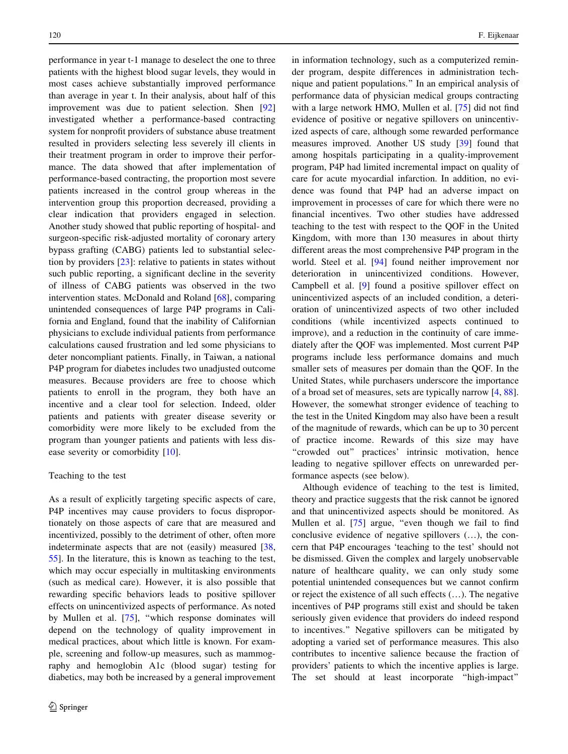performance in year t-1 manage to deselect the one to three patients with the highest blood sugar levels, they would in most cases achieve substantially improved performance than average in year t. In their analysis, about half of this improvement was due to patient selection. Shen [92] investigated whether a performance-based contracting system for nonprofit providers of substance abuse treatment resulted in providers selecting less severely ill clients in their treatment program in order to improve their performance. The data showed that after implementation of performance-based contracting, the proportion most severe patients increased in the control group whereas in the intervention group this proportion decreased, providing a clear indication that providers engaged in selection. Another study showed that public reporting of hospital- and surgeon-specific risk-adjusted mortality of coronary artery bypass grafting (CABG) patients led to substantial selection by providers [23]: relative to patients in states without such public reporting, a significant decline in the severity of illness of CABG patients was observed in the two intervention states. McDonald and Roland [68], comparing unintended consequences of large P4P programs in California and England, found that the inability of Californian physicians to exclude individual patients from performance calculations caused frustration and led some physicians to deter noncompliant patients. Finally, in Taiwan, a national P4P program for diabetes includes two unadjusted outcome measures. Because providers are free to choose which patients to enroll in the program, they both have an incentive and a clear tool for selection. Indeed, older patients and patients with greater disease severity or comorbidity were more likely to be excluded from the program than younger patients and patients with less disease severity or comorbidity [10].

Teaching to the test

As a result of explicitly targeting specific aspects of care, P4P incentives may cause providers to focus disproportionately on those aspects of care that are measured and incentivized, possibly to the detriment of other, often more indeterminate aspects that are not (easily) measured [38, 55]. In the literature, this is known as teaching to the test, which may occur especially in multitasking environments (such as medical care). However, it is also possible that rewarding specific behaviors leads to positive spillover effects on unincentivized aspects of performance. As noted by Mullen et al. [75], "which response dominates will depend on the technology of quality improvement in medical practices, about which little is known. For example, screening and follow-up measures, such as mammography and hemoglobin A1c (blood sugar) testing for diabetics, may both be increased by a general improvement in information technology, such as a computerized reminder program, despite differences in administration technique and patient populations." In an empirical analysis of performance data of physician medical groups contracting with a large network HMO, Mullen et al. [75] did not find evidence of positive or negative spillovers on unincentivized aspects of care, although some rewarded performance measures improved. Another US study [39] found that among hospitals participating in a quality-improvement program, P4P had limited incremental impact on quality of care for acute myocardial infarction. In addition, no evidence was found that P4P had an adverse impact on improvement in processes of care for which there were no financial incentives. Two other studies have addressed teaching to the test with respect to the QOF in the United Kingdom, with more than 130 measures in about thirty different areas the most comprehensive P4P program in the world. Steel et al. [94] found neither improvement nor deterioration in unincentivized conditions. However, Campbell et al. [9] found a positive spillover effect on unincentivized aspects of an included condition, a deterioration of unincentivized aspects of two other included conditions (while incentivized aspects continued to improve), and a reduction in the continuity of care immediately after the QOF was implemented. Most current P4P programs include less performance domains and much smaller sets of measures per domain than the QOF. In the United States, while purchasers underscore the importance of a broad set of measures, sets are typically narrow [4, 88]. However, the somewhat stronger evidence of teaching to the test in the United Kingdom may also have been a result of the magnitude of rewards, which can be up to 30 percent of practice income. Rewards of this size may have "crowded out" practices' intrinsic motivation, hence leading to negative spillover effects on unrewarded performance aspects (see below).

Although evidence of teaching to the test is limited, theory and practice suggests that the risk cannot be ignored and that unincentivized aspects should be monitored. As Mullen et al. [75] argue, "even though we fail to find conclusive evidence of negative spillovers (…), the concern that P4P encourages 'teaching to the test' should not be dismissed. Given the complex and largely unobservable nature of healthcare quality, we can only study some potential unintended consequences but we cannot confirm or reject the existence of all such effects (…). The negative incentives of P4P programs still exist and should be taken seriously given evidence that providers do indeed respond to incentives." Negative spillovers can be mitigated by adopting a varied set of performance measures. This also contributes to incentive salience because the fraction of providers' patients to which the incentive applies is large. The set should at least incorporate "high-impact"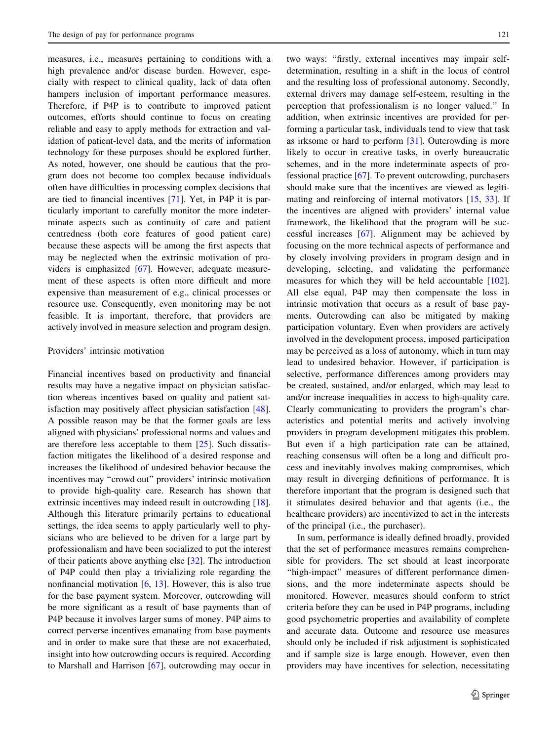measures, i.e., measures pertaining to conditions with a high prevalence and/or disease burden. However, especially with respect to clinical quality, lack of data often hampers inclusion of important performance measures. Therefore, if P4P is to contribute to improved patient outcomes, efforts should continue to focus on creating reliable and easy to apply methods for extraction and validation of patient-level data, and the merits of information technology for these purposes should be explored further. As noted, however, one should be cautious that the program does not become too complex because individuals often have difficulties in processing complex decisions that are tied to financial incentives [71]. Yet, in P4P it is particularly important to carefully monitor the more indeterminate aspects such as continuity of care and patient centredness (both core features of good patient care) because these aspects will be among the first aspects that may be neglected when the extrinsic motivation of providers is emphasized [67]. However, adequate measurement of these aspects is often more difficult and more expensive than measurement of e.g., clinical processes or resource use. Consequently, even monitoring may be not feasible. It is important, therefore, that providers are actively involved in measure selection and program design.

### Providers' intrinsic motivation

Financial incentives based on productivity and financial results may have a negative impact on physician satisfaction whereas incentives based on quality and patient satisfaction may positively affect physician satisfaction [48]. A possible reason may be that the former goals are less aligned with physicians' professional norms and values and are therefore less acceptable to them [25]. Such dissatisfaction mitigates the likelihood of a desired response and increases the likelihood of undesired behavior because the incentives may "crowd out" providers' intrinsic motivation to provide high-quality care. Research has shown that extrinsic incentives may indeed result in outcrowding [18]. Although this literature primarily pertains to educational settings, the idea seems to apply particularly well to physicians who are believed to be driven for a large part by professionalism and have been socialized to put the interest of their patients above anything else [32]. The introduction of P4P could then play a trivializing role regarding the nonfinancial motivation [6, 13]. However, this is also true for the base payment system. Moreover, outcrowding will be more significant as a result of base payments than of P4P because it involves larger sums of money. P4P aims to correct perverse incentives emanating from base payments and in order to make sure that these are not exacerbated, insight into how outcrowding occurs is required. According to Marshall and Harrison [67], outcrowding may occur in two ways: "firstly, external incentives may impair self-determination, resulting in a shift in the locus of control and the resulting loss of professional autonomy. Secondly, external drivers may damage self-esteem, resulting in the perception that professionalism is no longer valued." In addition, when extrinsic incentives are provided for performing a particular task, individuals tend to view that task as irksome or hard to perform [31]. Outcrowding is more likely to occur in creative tasks, in overly bureaucratic schemes, and in the more indeterminate aspects of professional practice [67]. To prevent outcrowding, purchasers should make sure that the incentives are viewed as legitimating and reinforcing of internal motivators [15, 33]. If the incentives are aligned with providers' internal value framework, the likelihood that the program will be successful increases [67]. Alignment may be achieved by focusing on the more technical aspects of performance and by closely involving providers in program design and in developing, selecting, and validating the performance measures for which they will be held accountable [102]. All else equal, P4P may then compensate the loss in intrinsic motivation that occurs as a result of base payments. Outcrowding can also be mitigated by making participation voluntary. Even when providers are actively involved in the development process, imposed participation may be perceived as a loss of autonomy, which in turn may lead to undesired behavior. However, if participation is selective, performance differences among providers may be created, sustained, and/or enlarged, which may lead to and/or increase inequalities in access to high-quality care. Clearly communicating to providers the program's characteristics and potential merits and actively involving providers in program development mitigates this problem. But even if a high participation rate can be attained, reaching consensus will often be a long and difficult process and inevitably involves making compromises, which may result in diverging definitions of performance. It is therefore important that the program is designed such that it stimulates desired behavior and that agents (i.e., the healthcare providers) are incentivized to act in the interests of the principal (i.e., the purchaser).

In sum, performance is ideally defined broadly, provided that the set of performance measures remains comprehensible for providers. The set should at least incorporate "high-impact" measures of different performance dimensions, and the more indeterminate aspects should be monitored. However, measures should conform to strict criteria before they can be used in P4P programs, including good psychometric properties and availability of complete and accurate data. Outcome and resource use measures should only be included if risk adjustment is sophisticated and if sample size is large enough. However, even then providers may have incentives for selection, necessitating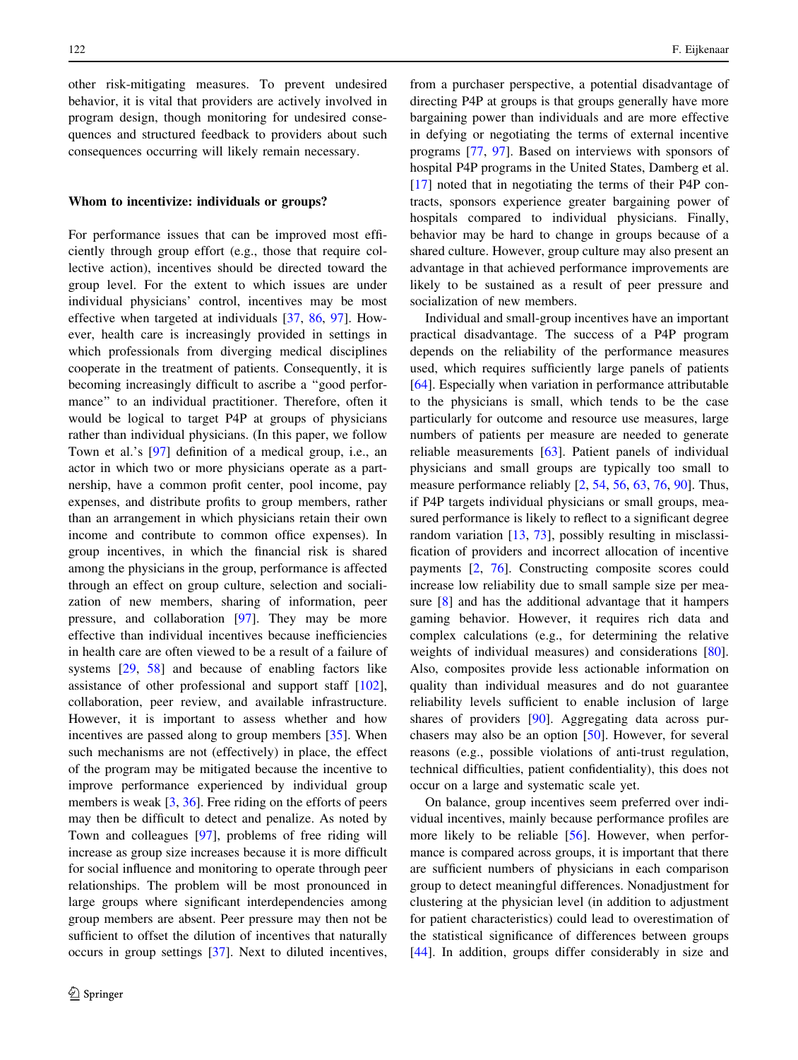other risk-mitigating measures. To prevent undesired behavior, it is vital that providers are actively involved in program design, though monitoring for undesired consequences and structured feedback to providers about such consequences occurring will likely remain necessary.

## Whom to incentivize: individuals or groups?

For performance issues that can be improved most efficiently through group effort (e.g., those that require collective action), incentives should be directed toward the group level. For the extent to which issues are under individual physicians' control, incentives may be most effective when targeted at individuals [37, 86, 97]. However, health care is increasingly provided in settings in which professionals from diverging medical disciplines cooperate in the treatment of patients. Consequently, it is becoming increasingly difficult to ascribe a "good performance" to an individual practitioner. Therefore, often it would be logical to target P4P at groups of physicians rather than individual physicians. (In this paper, we follow Town et al.'s [97] definition of a medical group, i.e., an actor in which two or more physicians operate as a partnership, have a common profit center, pool income, pay expenses, and distribute profits to group members, rather than an arrangement in which physicians retain their own income and contribute to common office expenses). In group incentives, in which the financial risk is shared among the physicians in the group, performance is affected through an effect on group culture, selection and socialization of new members, sharing of information, peer pressure, and collaboration [97]. They may be more effective than individual incentives because inefficiencies in health care are often viewed to be a result of a failure of systems [29, 58] and because of enabling factors like assistance of other professional and support staff [102], collaboration, peer review, and available infrastructure. However, it is important to assess whether and how incentives are passed along to group members [35]. When such mechanisms are not (effectively) in place, the effect of the program may be mitigated because the incentive to improve performance experienced by individual group members is weak [3, 36]. Free riding on the efforts of peers may then be difficult to detect and penalize. As noted by Town and colleagues [97], problems of free riding will increase as group size increases because it is more difficult for social influence and monitoring to operate through peer relationships. The problem will be most pronounced in large groups where significant interdependencies among group members are absent. Peer pressure may then not be sufficient to offset the dilution of incentives that naturally occurs in group settings [37]. Next to diluted incentives, from a purchaser perspective, a potential disadvantage of directing P4P at groups is that groups generally have more bargaining power than individuals and are more effective in defying or negotiating the terms of external incentive programs [77, 97]. Based on interviews with sponsors of hospital P4P programs in the United States, Damberg et al. [17] noted that in negotiating the terms of their P4P contracts, sponsors experience greater bargaining power of hospitals compared to individual physicians. Finally, behavior may be hard to change in groups because of a shared culture. However, group culture may also present an advantage in that achieved performance improvements are likely to be sustained as a result of peer pressure and socialization of new members.

Individual and small-group incentives have an important practical disadvantage. The success of a P4P program depends on the reliability of the performance measures used, which requires sufficiently large panels of patients [64]. Especially when variation in performance attributable to the physicians is small, which tends to be the case particularly for outcome and resource use measures, large numbers of patients per measure are needed to generate reliable measurements [63]. Patient panels of individual physicians and small groups are typically too small to measure performance reliably [2, 54, 56, 63, 76, 90]. Thus, if P4P targets individual physicians or small groups, measured performance is likely to reflect to a significant degree random variation [13, 73], possibly resulting in misclassification of providers and incorrect allocation of incentive payments [2, 76]. Constructing composite scores could increase low reliability due to small sample size per measure [8] and has the additional advantage that it hampers gaming behavior. However, it requires rich data and complex calculations (e.g., for determining the relative weights of individual measures) and considerations [80]. Also, composites provide less actionable information on quality than individual measures and do not guarantee reliability levels sufficient to enable inclusion of large shares of providers [90]. Aggregating data across purchasers may also be an option [50]. However, for several reasons (e.g., possible violations of anti-trust regulation, technical difficulties, patient confidentiality), this does not occur on a large and systematic scale yet.

On balance, group incentives seem preferred over individual incentives, mainly because performance profiles are more likely to be reliable [56]. However, when performance is compared across groups, it is important that there are sufficient numbers of physicians in each comparison group to detect meaningful differences. Nonadjustment for clustering at the physician level (in addition to adjustment for patient characteristics) could lead to overestimation of the statistical significance of differences between groups [44]. In addition, groups differ considerably in size and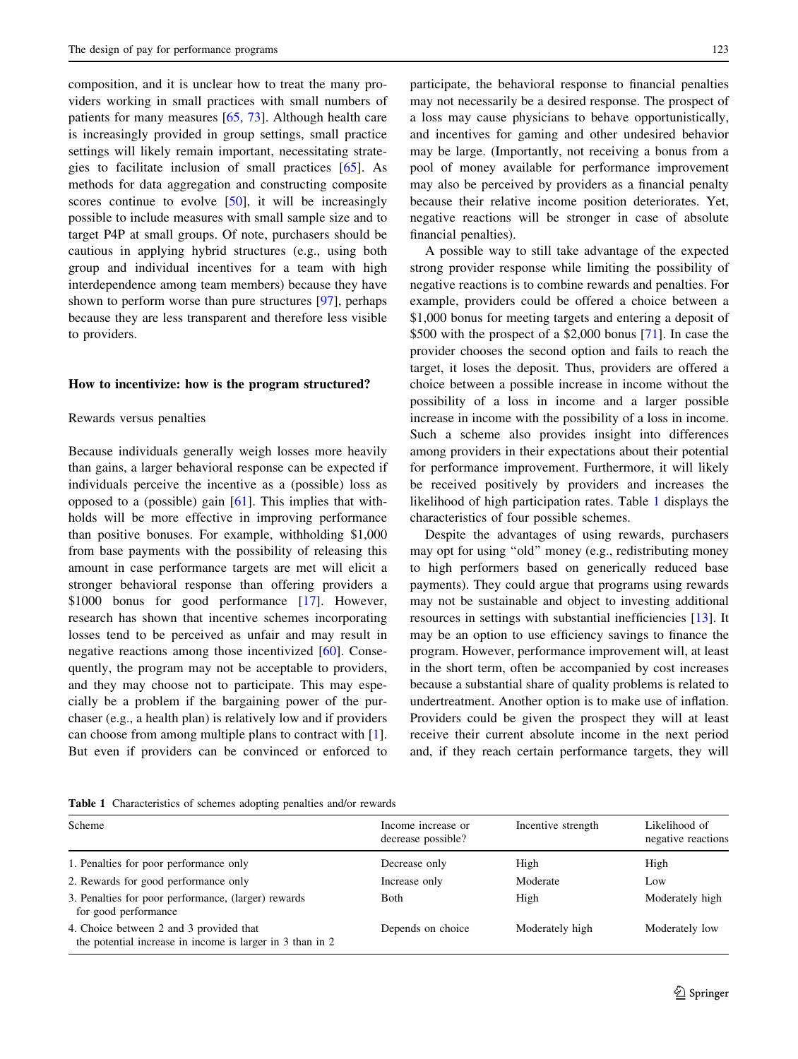composition, and it is unclear how to treat the many providers working in small practices with small numbers of patients for many measures [65, 73]. Although health care is increasingly provided in group settings, small practice settings will likely remain important, necessitating strategies to facilitate inclusion of small practices [65]. As methods for data aggregation and constructing composite scores continue to evolve [50], it will be increasingly possible to include measures with small sample size and to target P4P at small groups. Of note, purchasers should be cautious in applying hybrid structures (e.g., using both group and individual incentives for a team with high interdependence among team members) because they have shown to perform worse than pure structures [97], perhaps because they are less transparent and therefore less visible to providers.

## How to incentivize: how is the program structured?

### Rewards versus penalties

Because individuals generally weigh losses more heavily than gains, a larger behavioral response can be expected if individuals perceive the incentive as a (possible) loss as opposed to a (possible) gain [61]. This implies that withholds will be more effective in improving performance than positive bonuses. For example, withholding $1,000 from base payments with the possibility of releasing this amount in case performance targets are met will elicit a stronger behavioral response than offering providers a $1000 bonus for good performance [17]. However, research has shown that incentive schemes incorporating losses tend to be perceived as unfair and may result in negative reactions among those incentivized [60]. Consequently, the program may not be acceptable to providers, and they may choose not to participate. This may especially be a problem if the bargaining power of the purchaser (e.g., a health plan) is relatively low and if providers can choose from among multiple plans to contract with [1]. But even if providers can be convinced or enforced to participate, the behavioral response to financial penalties may not necessarily be a desired response. The prospect of a loss may cause physicians to behave opportunistically, and incentives for gaming and other undesired behavior may be large. (Importantly, not receiving a bonus from a pool of money available for performance improvement may also be perceived by providers as a financial penalty because their relative income position deteriorates. Yet, negative reactions will be stronger in case of absolute financial penalties).

A possible way to still take advantage of the expected strong provider response while limiting the possibility of negative reactions is to combine rewards and penalties. For example, providers could be offered a choice between a $1,000 bonus for meeting targets and entering a deposit of $500 with the prospect of a $2,000 bonus [71]. In case the provider chooses the second option and fails to reach the target, it loses the deposit. Thus, providers are offered a choice between a possible increase in income without the possibility of a loss in income and a larger possible increase in income with the possibility of a loss in income. Such a scheme also provides insight into differences among providers in their expectations about their potential for performance improvement. Furthermore, it will likely be received positively by providers and increases the likelihood of high participation rates. Table 1 displays the characteristics of four possible schemes.

Despite the advantages of using rewards, purchasers may opt for using "old" money (e.g., redistributing money to high performers based on generically reduced base payments). They could argue that programs using rewards may not be sustainable and object to investing additional resources in settings with substantial inefficiencies [13]. It may be an option to use efficiency savings to finance the program. However, performance improvement will, at least in the short term, often be accompanied by cost increases because a substantial share of quality problems is related to undertreatment. Another option is to make use of inflation. Providers could be given the prospect they will at least receive their current absolute income in the next period and, if they reach certain performance targets, they will

**Table 1** Characteristics of schemes adopting penalties and/or rewards

| Scheme | Income increase or decrease possible? | Incentive strength | Likelihood of negative reactions |
|---|---|---|---|
| 1. Penalties for poor performance only | Decrease only | High | High |
| 2. Rewards for good performance only | Increase only | Moderate | Low |
| 3. Penalties for poor performance, (larger) rewards for good performance | Both | High | Moderately high |
| 4. Choice between 2 and 3 provided that the potential increase in income is larger in 3 than in 2 | Depends on choice | Moderately high | Moderately low |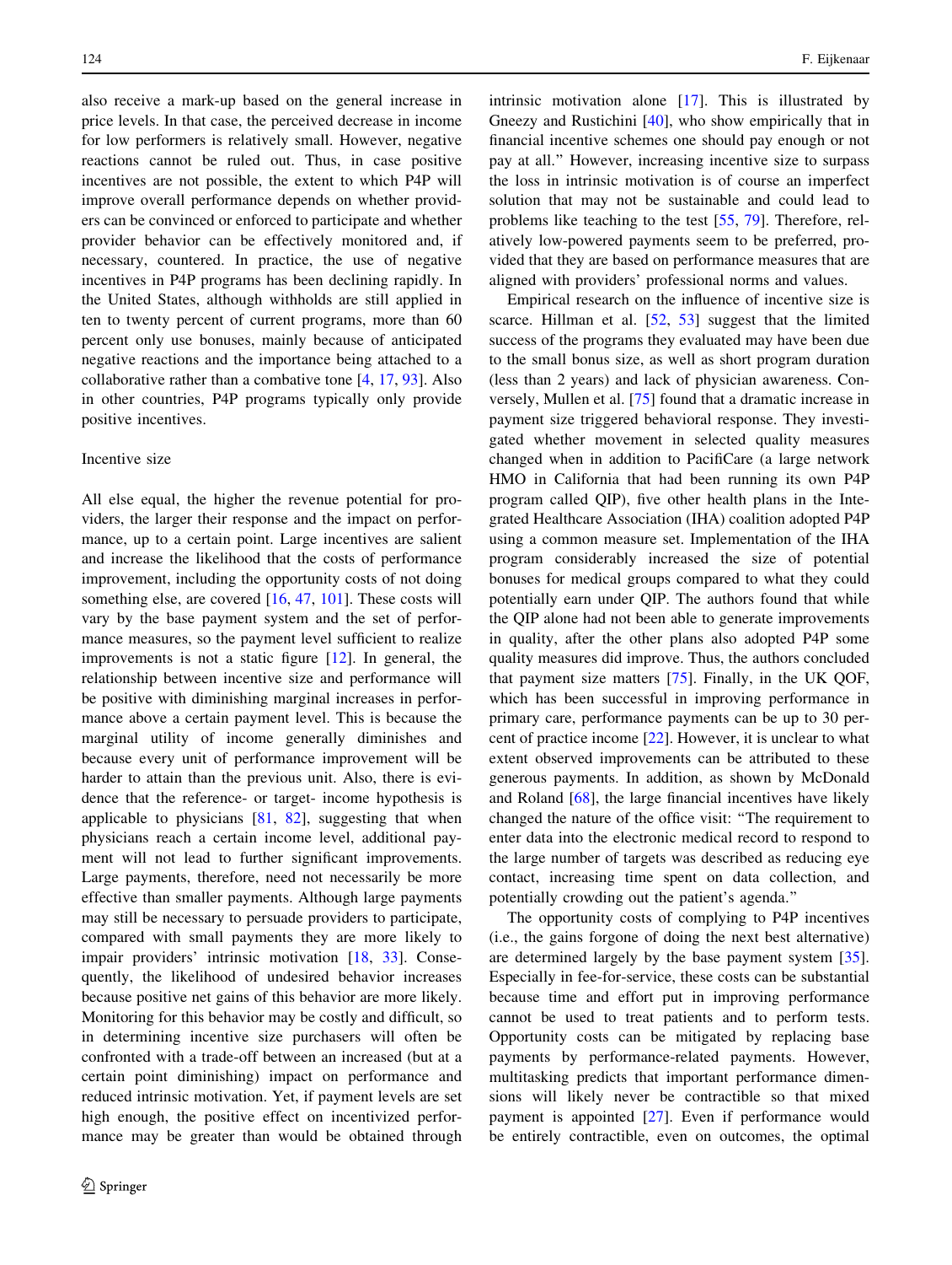also receive a mark-up based on the general increase in price levels. In that case, the perceived decrease in income for low performers is relatively small. However, negative reactions cannot be ruled out. Thus, in case positive incentives are not possible, the extent to which P4P will improve overall performance depends on whether providers can be convinced or enforced to participate and whether provider behavior can be effectively monitored and, if necessary, countered. In practice, the use of negative incentives in P4P programs has been declining rapidly. In the United States, although withholds are still applied in ten to twenty percent of current programs, more than 60 percent only use bonuses, mainly because of anticipated negative reactions and the importance being attached to a collaborative rather than a combative tone [4, 17, 93]. Also in other countries, P4P programs typically only provide positive incentives.

### Incentive size

All else equal, the higher the revenue potential for providers, the larger their response and the impact on performance, up to a certain point. Large incentives are salient and increase the likelihood that the costs of performance improvement, including the opportunity costs of not doing something else, are covered [16, 47, 101]. These costs will vary by the base payment system and the set of performance measures, so the payment level sufficient to realize improvements is not a static figure [12]. In general, the relationship between incentive size and performance will be positive with diminishing marginal increases in performance above a certain payment level. This is because the marginal utility of income generally diminishes and because every unit of performance improvement will be harder to attain than the previous unit. Also, there is evidence that the reference- or target- income hypothesis is applicable to physicians [81, 82], suggesting that when physicians reach a certain income level, additional payment will not lead to further significant improvements. Large payments, therefore, need not necessarily be more effective than smaller payments. Although large payments may still be necessary to persuade providers to participate, compared with small payments they are more likely to impair providers' intrinsic motivation [18, 33]. Consequently, the likelihood of undesired behavior increases because positive net gains of this behavior are more likely. Monitoring for this behavior may be costly and difficult, so in determining incentive size purchasers will often be confronted with a trade-off between an increased (but at a certain point diminishing) impact on performance and reduced intrinsic motivation. Yet, if payment levels are set high enough, the positive effect on incentivized performance may be greater than would be obtained through intrinsic motivation alone [17]. This is illustrated by Gneezy and Rustichini [40], who show empirically that in financial incentive schemes one should pay enough or not pay at all." However, increasing incentive size to surpass the loss in intrinsic motivation is of course an imperfect solution that may not be sustainable and could lead to problems like teaching to the test [55, 79]. Therefore, relatively low-powered payments seem to be preferred, provided that they are based on performance measures that are aligned with providers' professional norms and values.

Empirical research on the influence of incentive size is scarce. Hillman et al. [52, 53] suggest that the limited success of the programs they evaluated may have been due to the small bonus size, as well as short program duration (less than 2 years) and lack of physician awareness. Conversely, Mullen et al. [75] found that a dramatic increase in payment size triggered behavioral response. They investigated whether movement in selected quality measures changed when in addition to PacifiCare (a large network HMO in California that had been running its own P4P program called QIP), five other health plans in the Integrated Healthcare Association (IHA) coalition adopted P4P using a common measure set. Implementation of the IHA program considerably increased the size of potential bonuses for medical groups compared to what they could potentially earn under QIP. The authors found that while the QIP alone had not been able to generate improvements in quality, after the other plans also adopted P4P some quality measures did improve. Thus, the authors concluded that payment size matters [75]. Finally, in the UK QOF, which has been successful in improving performance in primary care, performance payments can be up to 30 percent of practice income [22]. However, it is unclear to what extent observed improvements can be attributed to these generous payments. In addition, as shown by McDonald and Roland [68], the large financial incentives have likely changed the nature of the office visit: "The requirement to enter data into the electronic medical record to respond to the large number of targets was described as reducing eye contact, increasing time spent on data collection, and potentially crowding out the patient's agenda."

The opportunity costs of complying to P4P incentives (i.e., the gains forgone of doing the next best alternative) are determined largely by the base payment system [35]. Especially in fee-for-service, these costs can be substantial because time and effort put in improving performance cannot be used to treat patients and to perform tests. Opportunity costs can be mitigated by replacing base payments by performance-related payments. However, multitasking predicts that important performance dimensions will likely never be contractible so that mixed payment is appointed [27]. Even if performance would be entirely contractible, even on outcomes, the optimal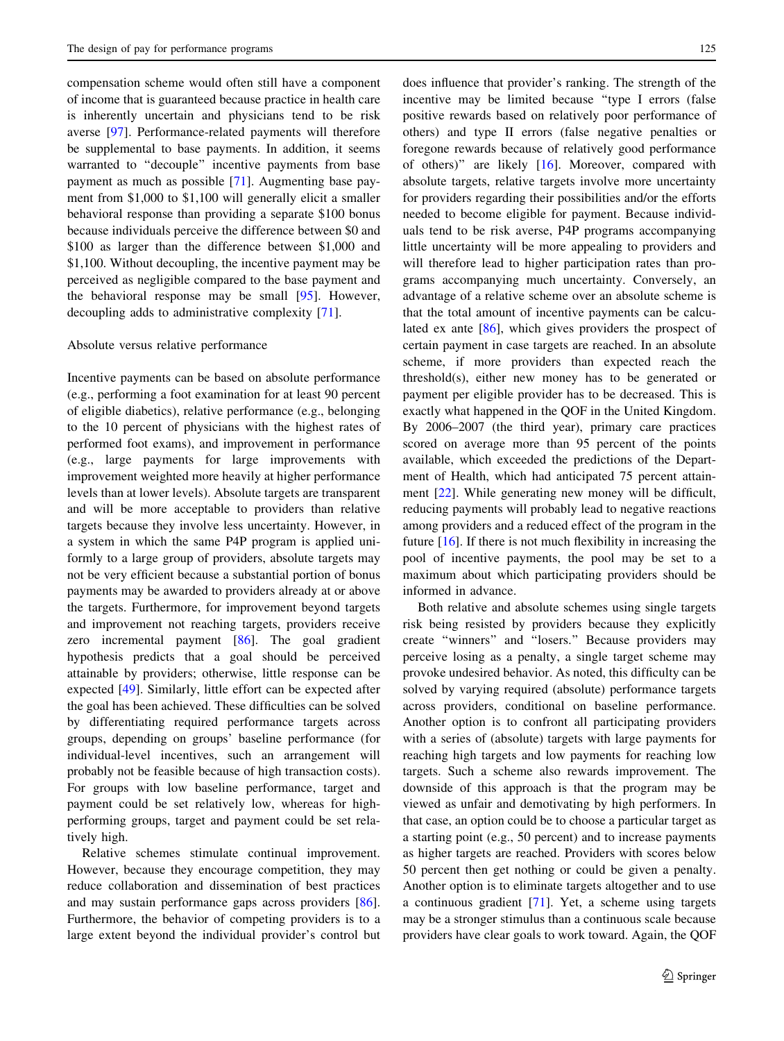compensation scheme would often still have a component of income that is guaranteed because practice in health care is inherently uncertain and physicians tend to be risk averse [97]. Performance-related payments will therefore be supplemental to base payments. In addition, it seems warranted to "decouple" incentive payments from base payment as much as possible [71]. Augmenting base payment from $1,000 to $1,100 will generally elicit a smaller behavioral response than providing a separate $100 bonus because individuals perceive the difference between $0 and $100 as larger than the difference between $1,000 and $1,100. Without decoupling, the incentive payment may be perceived as negligible compared to the base payment and the behavioral response may be small [95]. However, decoupling adds to administrative complexity [71].

### Absolute versus relative performance

Incentive payments can be based on absolute performance (e.g., performing a foot examination for at least 90 percent of eligible diabetics), relative performance (e.g., belonging to the 10 percent of physicians with the highest rates of performed foot exams), and improvement in performance (e.g., large payments for large improvements with improvement weighted more heavily at higher performance levels than at lower levels). Absolute targets are transparent and will be more acceptable to providers than relative targets because they involve less uncertainty. However, in a system in which the same P4P program is applied uniformly to a large group of providers, absolute targets may not be very efficient because a substantial portion of bonus payments may be awarded to providers already at or above the targets. Furthermore, for improvement beyond targets and improvement not reaching targets, providers receive zero incremental payment [86]. The goal gradient hypothesis predicts that a goal should be perceived attainable by providers; otherwise, little response can be expected [49]. Similarly, little effort can be expected after the goal has been achieved. These difficulties can be solved by differentiating required performance targets across groups, depending on groups' baseline performance (for individual-level incentives, such an arrangement will probably not be feasible because of high transaction costs). For groups with low baseline performance, target and payment could be set relatively low, whereas for high-performing groups, target and payment could be set relatively high.

Relative schemes stimulate continual improvement. However, because they encourage competition, they may reduce collaboration and dissemination of best practices and may sustain performance gaps across providers [86]. Furthermore, the behavior of competing providers is to a large extent beyond the individual provider's control but does influence that provider's ranking. The strength of the incentive may be limited because "type I errors (false positive rewards based on relatively poor performance of others) and type II errors (false negative penalties or foregone rewards because of relatively good performance of others)" are likely [16]. Moreover, compared with absolute targets, relative targets involve more uncertainty for providers regarding their possibilities and/or the efforts needed to become eligible for payment. Because individuals tend to be risk averse, P4P programs accompanying little uncertainty will be more appealing to providers and will therefore lead to higher participation rates than programs accompanying much uncertainty. Conversely, an advantage of a relative scheme over an absolute scheme is that the total amount of incentive payments can be calculated ex ante [86], which gives providers the prospect of certain payment in case targets are reached. In an absolute scheme, if more providers than expected reach the threshold(s), either new money has to be generated or payment per eligible provider has to be decreased. This is exactly what happened in the QOF in the United Kingdom. By 2006–2007 (the third year), primary care practices scored on average more than 95 percent of the points available, which exceeded the predictions of the Department of Health, which had anticipated 75 percent attainment [22]. While generating new money will be difficult, reducing payments will probably lead to negative reactions among providers and a reduced effect of the program in the future [16]. If there is not much flexibility in increasing the pool of incentive payments, the pool may be set to a maximum about which participating providers should be informed in advance.

Both relative and absolute schemes using single targets risk being resisted by providers because they explicitly create "winners" and "losers." Because providers may perceive losing as a penalty, a single target scheme may provoke undesired behavior. As noted, this difficulty can be solved by varying required (absolute) performance targets across providers, conditional on baseline performance. Another option is to confront all participating providers with a series of (absolute) targets with large payments for reaching high targets and low payments for reaching low targets. Such a scheme also rewards improvement. The downside of this approach is that the program may be viewed as unfair and demotivating by high performers. In that case, an option could be to choose a particular target as a starting point (e.g., 50 percent) and to increase payments as higher targets are reached. Providers with scores below 50 percent then get nothing or could be given a penalty. Another option is to eliminate targets altogether and to use a continuous gradient [71]. Yet, a scheme using targets may be a stronger stimulus than a continuous scale because providers have clear goals to work toward. Again, the QOF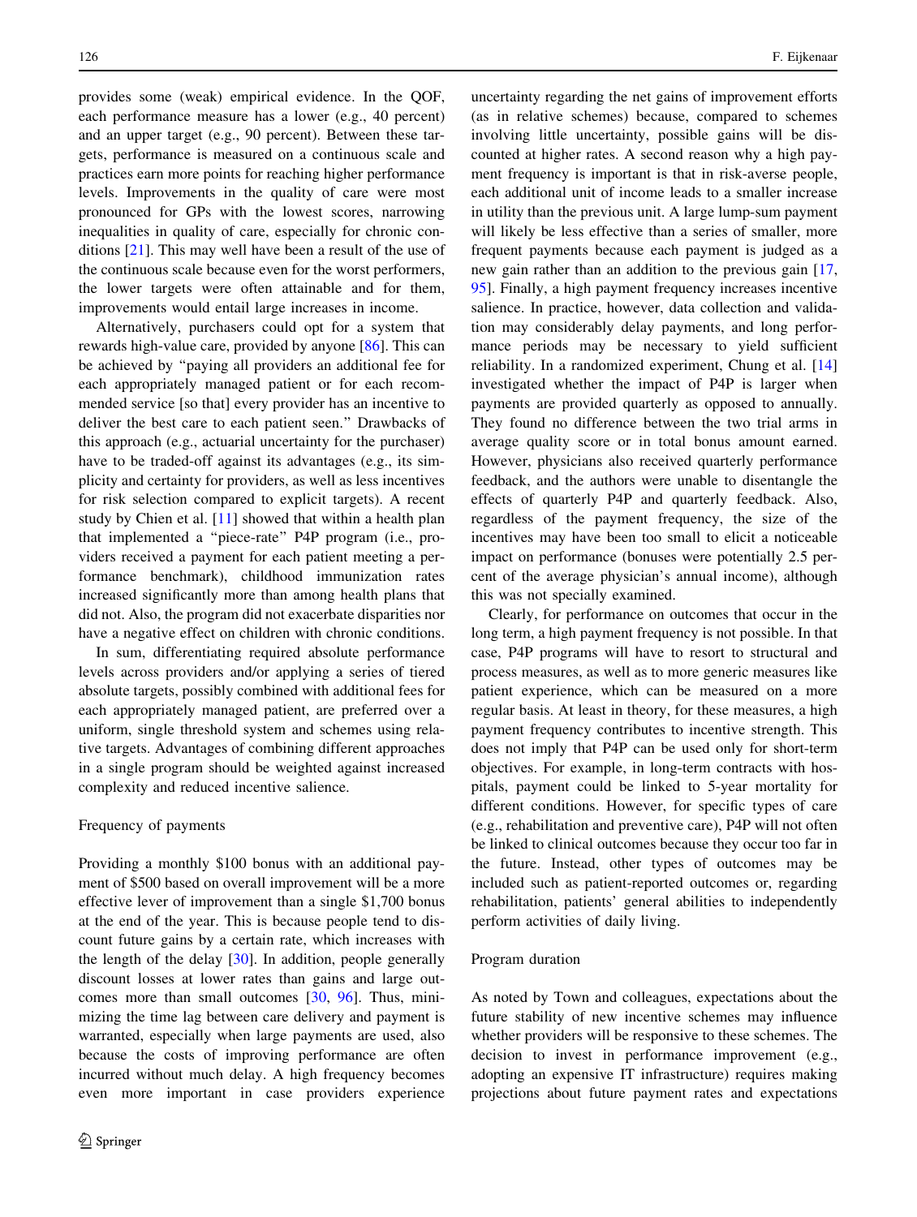provides some (weak) empirical evidence. In the QOF, each performance measure has a lower (e.g., 40 percent) and an upper target (e.g., 90 percent). Between these targets, performance is measured on a continuous scale and practices earn more points for reaching higher performance levels. Improvements in the quality of care were most pronounced for GPs with the lowest scores, narrowing inequalities in quality of care, especially for chronic conditions [21]. This may well have been a result of the use of the continuous scale because even for the worst performers, the lower targets were often attainable and for them, improvements would entail large increases in income.

Alternatively, purchasers could opt for a system that rewards high-value care, provided by anyone [86]. This can be achieved by "paying all providers an additional fee for each appropriately managed patient or for each recommended service [so that] every provider has an incentive to deliver the best care to each patient seen." Drawbacks of this approach (e.g., actuarial uncertainty for the purchaser) have to be traded-off against its advantages (e.g., its simplicity and certainty for providers, as well as less incentives for risk selection compared to explicit targets). A recent study by Chien et al. [11] showed that within a health plan that implemented a "piece-rate" P4P program (i.e., providers received a payment for each patient meeting a performance benchmark), childhood immunization rates increased significantly more than among health plans that did not. Also, the program did not exacerbate disparities nor have a negative effect on children with chronic conditions.

In sum, differentiating required absolute performance levels across providers and/or applying a series of tiered absolute targets, possibly combined with additional fees for each appropriately managed patient, are preferred over a uniform, single threshold system and schemes using relative targets. Advantages of combining different approaches in a single program should be weighted against increased complexity and reduced incentive salience.

### Frequency of payments

Providing a monthly $100 bonus with an additional payment of $500 based on overall improvement will be a more effective lever of improvement than a single $1,700 bonus at the end of the year. This is because people tend to discount future gains by a certain rate, which increases with the length of the delay [30]. In addition, people generally discount losses at lower rates than gains and large outcomes more than small outcomes [30, 96]. Thus, minimizing the time lag between care delivery and payment is warranted, especially when large payments are used, also because the costs of improving performance are often incurred without much delay. A high frequency becomes even more important in case providers experience uncertainty regarding the net gains of improvement efforts (as in relative schemes) because, compared to schemes involving little uncertainty, possible gains will be discounted at higher rates. A second reason why a high payment frequency is important is that in risk-averse people, each additional unit of income leads to a smaller increase in utility than the previous unit. A large lump-sum payment will likely be less effective than a series of smaller, more frequent payments because each payment is judged as a new gain rather than an addition to the previous gain [17, 95]. Finally, a high payment frequency increases incentive salience. In practice, however, data collection and validation may considerably delay payments, and long performance periods may be necessary to yield sufficient reliability. In a randomized experiment, Chung et al. [14] investigated whether the impact of P4P is larger when payments are provided quarterly as opposed to annually. They found no difference between the two trial arms in average quality score or in total bonus amount earned. However, physicians also received quarterly performance feedback, and the authors were unable to disentangle the effects of quarterly P4P and quarterly feedback. Also, regardless of the payment frequency, the size of the incentives may have been too small to elicit a noticeable impact on performance (bonuses were potentially 2.5 percent of the average physician's annual income), although this was not specially examined.

Clearly, for performance on outcomes that occur in the long term, a high payment frequency is not possible. In that case, P4P programs will have to resort to structural and process measures, as well as to more generic measures like patient experience, which can be measured on a more regular basis. At least in theory, for these measures, a high payment frequency contributes to incentive strength. This does not imply that P4P can be used only for short-term objectives. For example, in long-term contracts with hospitals, payment could be linked to 5-year mortality for different conditions. However, for specific types of care (e.g., rehabilitation and preventive care), P4P will not often be linked to clinical outcomes because they occur too far in the future. Instead, other types of outcomes may be included such as patient-reported outcomes or, regarding rehabilitation, patients' general abilities to independently perform activities of daily living.

### Program duration

As noted by Town and colleagues, expectations about the future stability of new incentive schemes may influence whether providers will be responsive to these schemes. The decision to invest in performance improvement (e.g., adopting an expensive IT infrastructure) requires making projections about future payment rates and expectations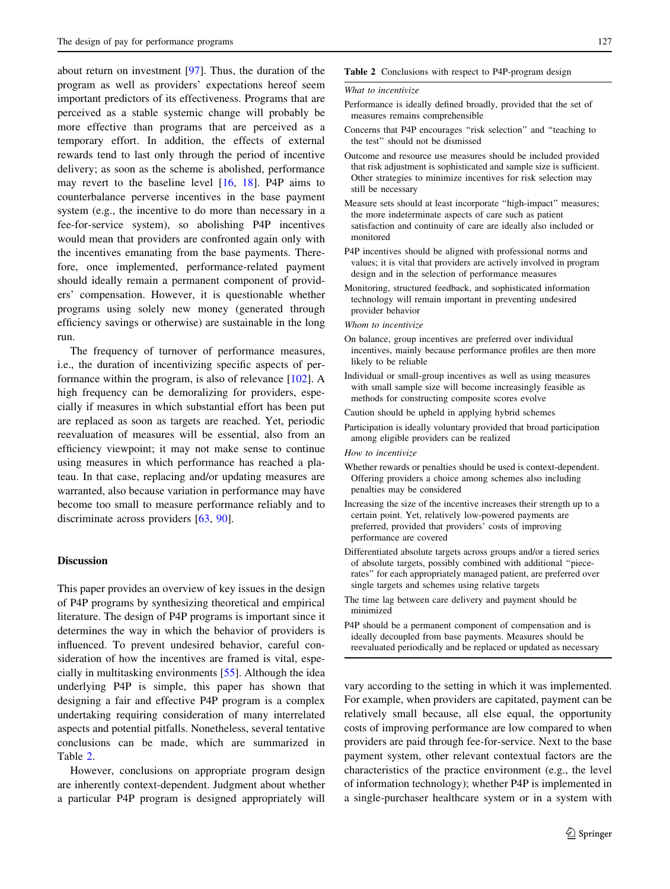about return on investment [97]. Thus, the duration of the program as well as providers' expectations hereof seem important predictors of its effectiveness. Programs that are perceived as a stable systemic change will probably be more effective than programs that are perceived as a temporary effort. In addition, the effects of external rewards tend to last only through the period of incentive delivery; as soon as the scheme is abolished, performance may revert to the baseline level [16, 18]. P4P aims to counterbalance perverse incentives in the base payment system (e.g., the incentive to do more than necessary in a fee-for-service system), so abolishing P4P incentives would mean that providers are confronted again only with the incentives emanating from the base payments. Therefore, once implemented, performance-related payment should ideally remain a permanent component of providers' compensation. However, it is questionable whether programs using solely new money (generated through efficiency savings or otherwise) are sustainable in the long run.

The frequency of turnover of performance measures, i.e., the duration of incentivizing specific aspects of performance within the program, is also of relevance [102]. A high frequency can be demoralizing for providers, especially if measures in which substantial effort has been put are replaced as soon as targets are reached. Yet, periodic reevaluation of measures will be essential, also from an efficiency viewpoint; it may not make sense to continue using measures in which performance has reached a plateau. In that case, replacing and/or updating measures are warranted, also because variation in performance may have become too small to measure performance reliably and to discriminate across providers [63, 90].

## Discussion

This paper provides an overview of key issues in the design of P4P programs by synthesizing theoretical and empirical literature. The design of P4P programs is important since it determines the way in which the behavior of providers is influenced. To prevent undesired behavior, careful consideration of how the incentives are framed is vital, especially in multitasking environments [55]. Although the idea underlying P4P is simple, this paper has shown that designing a fair and effective P4P program is a complex undertaking requiring consideration of many interrelated aspects and potential pitfalls. Nonetheless, several tentative conclusions can be made, which are summarized in Table 2.

However, conclusions on appropriate program design are inherently context-dependent. Judgment about whether a particular P4P program is designed appropriately will vary according to the setting in which it was implemented. For example, when providers are capitated, payment can be relatively small because, all else equal, the opportunity costs of improving performance are low compared to when providers are paid through fee-for-service. Next to the base payment system, other relevant contextual factors are the characteristics of the practice environment (e.g., the level of information technology); whether P4P is implemented in a single-purchaser healthcare system or in a system with

**Table 2** Conclusions with respect to P4P-program design

| |
|---|
| *What to incentivize* |
| Performance is ideally defined broadly, provided that the set of measures remains comprehensible |
| Concerns that P4P encourages "risk selection" and "teaching to the test" should not be dismissed |
| Outcome and resource use measures should be included provided that risk adjustment is sophisticated and sample size is sufficient. Other strategies to minimize incentives for risk selection may still be necessary |
| Measure sets should at least incorporate "high-impact" measures; the more indeterminate aspects of care such as patient satisfaction and continuity of care are ideally also included or monitored |
| P4P incentives should be aligned with professional norms and values; it is vital that providers are actively involved in program design and in the selection of performance measures |
| Monitoring, structured feedback, and sophisticated information technology will remain important in preventing undesired provider behavior |
| *Whom to incentivize* |
| On balance, group incentives are preferred over individual incentives, mainly because performance profiles are then more likely to be reliable |
| Individual or small-group incentives as well as using measures with small sample size will become increasingly feasible as methods for constructing composite scores evolve |
| Caution should be upheld in applying hybrid schemes |
| Participation is ideally voluntary provided that broad participation among eligible providers can be realized |
| *How to incentivize* |
| Whether rewards or penalties should be used is context-dependent. Offering providers a choice among schemes also including penalties may be considered |
| Increasing the size of the incentive increases their strength up to a certain point. Yet, relatively low-powered payments are preferred, provided that providers' costs of improving performance are covered |
| Differentiated absolute targets across groups and/or a tiered series of absolute targets, possibly combined with additional "piece-rates" for each appropriately managed patient, are preferred over single targets and schemes using relative targets |
| The time lag between care delivery and payment should be minimized |
| P4P should be a permanent component of compensation and is ideally decoupled from base payments. Measures should be reevaluated periodically and be replaced or updated as necessary |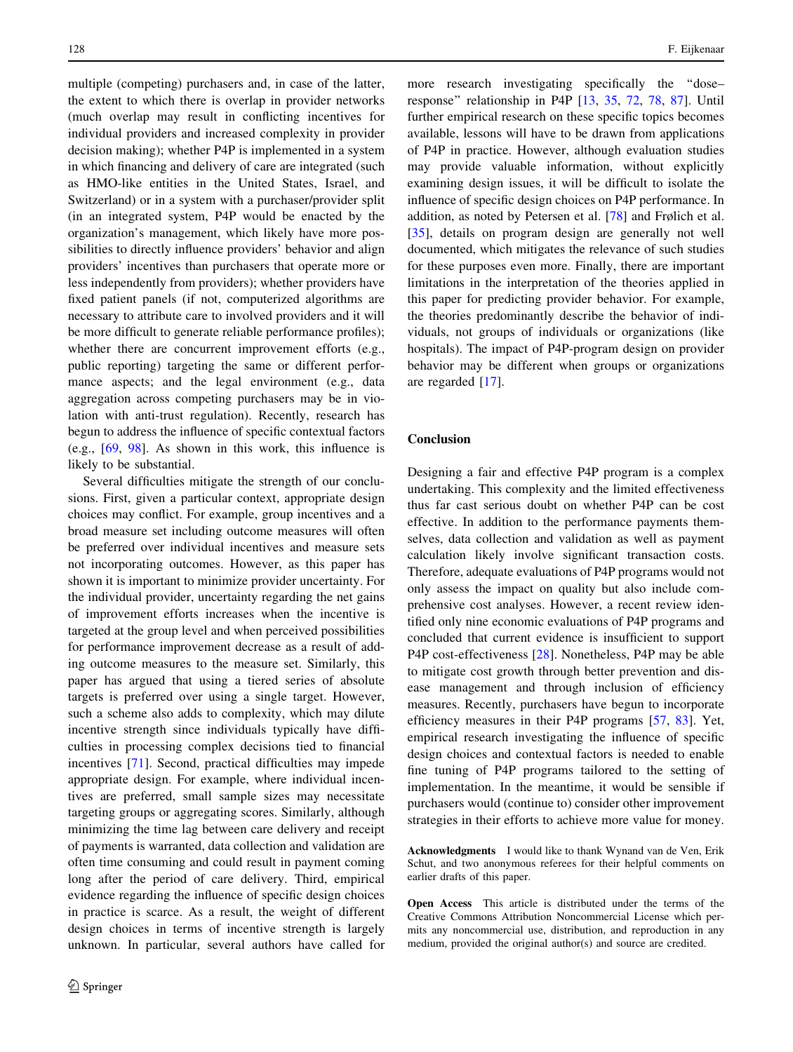multiple (competing) purchasers and, in case of the latter, the extent to which there is overlap in provider networks (much overlap may result in conflicting incentives for individual providers and increased complexity in provider decision making); whether P4P is implemented in a system in which financing and delivery of care are integrated (such as HMO-like entities in the United States, Israel, and Switzerland) or in a system with a purchaser/provider split (in an integrated system, P4P would be enacted by the organization's management, which likely have more possibilities to directly influence providers' behavior and align providers' incentives than purchasers that operate more or less independently from providers); whether providers have fixed patient panels (if not, computerized algorithms are necessary to attribute care to involved providers and it will be more difficult to generate reliable performance profiles); whether there are concurrent improvement efforts (e.g., public reporting) targeting the same or different performance aspects; and the legal environment (e.g., data aggregation across competing purchasers may be in violation with anti-trust regulation). Recently, research has begun to address the influence of specific contextual factors (e.g., [69, 98]. As shown in this work, this influence is likely to be substantial.

Several difficulties mitigate the strength of our conclusions. First, given a particular context, appropriate design choices may conflict. For example, group incentives and a broad measure set including outcome measures will often be preferred over individual incentives and measure sets not incorporating outcomes. However, as this paper has shown it is important to minimize provider uncertainty. For the individual provider, uncertainty regarding the net gains of improvement efforts increases when the incentive is targeted at the group level and when perceived possibilities for performance improvement decrease as a result of adding outcome measures to the measure set. Similarly, this paper has argued that using a tiered series of absolute targets is preferred over using a single target. However, such a scheme also adds to complexity, which may dilute incentive strength since individuals typically have difficulties in processing complex decisions tied to financial incentives [71]. Second, practical difficulties may impede appropriate design. For example, where individual incentives are preferred, small sample sizes may necessitate targeting groups or aggregating scores. Similarly, although minimizing the time lag between care delivery and receipt of payments is warranted, data collection and validation are often time consuming and could result in payment coming long after the period of care delivery. Third, empirical evidence regarding the influence of specific design choices in practice is scarce. As a result, the weight of different design choices in terms of incentive strength is largely unknown. In particular, several authors have called for more research investigating specifically the "dose–response" relationship in P4P [13, 35, 72, 78, 87]. Until further empirical research on these specific topics becomes available, lessons will have to be drawn from applications of P4P in practice. However, although evaluation studies may provide valuable information, without explicitly examining design issues, it will be difficult to isolate the influence of specific design choices on P4P performance. In addition, as noted by Petersen et al. [78] and Frølich et al. [35], details on program design are generally not well documented, which mitigates the relevance of such studies for these purposes even more. Finally, there are important limitations in the interpretation of the theories applied in this paper for predicting provider behavior. For example, the theories predominantly describe the behavior of individuals, not groups of individuals or organizations (like hospitals). The impact of P4P-program design on provider behavior may be different when groups or organizations are regarded [17].

## Conclusion

Designing a fair and effective P4P program is a complex undertaking. This complexity and the limited effectiveness thus far cast serious doubt on whether P4P can be cost effective. In addition to the performance payments themselves, data collection and validation as well as payment calculation likely involve significant transaction costs. Therefore, adequate evaluations of P4P programs would not only assess the impact on quality but also include comprehensive cost analyses. However, a recent review identified only nine economic evaluations of P4P programs and concluded that current evidence is insufficient to support P4P cost-effectiveness [28]. Nonetheless, P4P may be able to mitigate cost growth through better prevention and disease management and through inclusion of efficiency measures. Recently, purchasers have begun to incorporate efficiency measures in their P4P programs [57, 83]. Yet, empirical research investigating the influence of specific design choices and contextual factors is needed to enable fine tuning of P4P programs tailored to the setting of implementation. In the meantime, it would be sensible if purchasers would (continue to) consider other improvement strategies in their efforts to achieve more value for money.

**Acknowledgments** I would like to thank Wynand van de Ven, Erik Schut, and two anonymous referees for their helpful comments on earlier drafts of this paper.

**Open Access** This article is distributed under the terms of the Creative Commons Attribution Noncommercial License which permits any noncommercial use, distribution, and reproduction in any medium, provided the original author(s) and source are credited.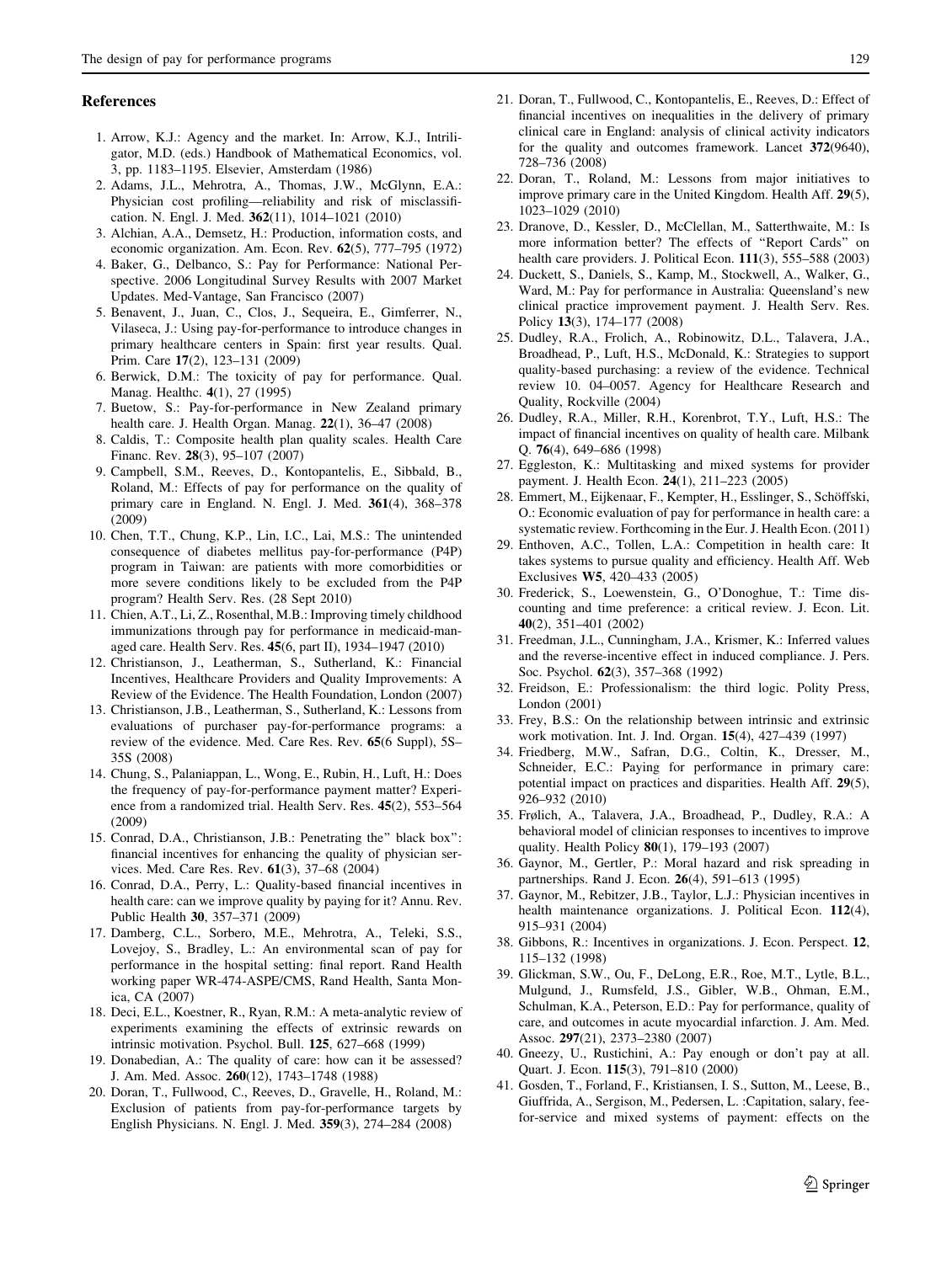## References

1. Arrow, K.J.: Agency and the market. In: Arrow, K.J., Intriligator, M.D. (eds.) Handbook of Mathematical Economics, vol. 3, pp. 1183–1195. Elsevier, Amsterdam (1986)
2. Adams, J.L., Mehrotra, A., Thomas, J.W., McGlynn, E.A.: Physician cost profiling—reliability and risk of misclassification. N. Engl. J. Med. **362**(11), 1014–1021 (2010)
3. Alchian, A.A., Demsetz, H.: Production, information costs, and economic organization. Am. Econ. Rev. **62**(5), 777–795 (1972)
4. Baker, G., Delbanco, S.: Pay for Performance: National Perspective. 2006 Longitudinal Survey Results with 2007 Market Updates. Med-Vantage, San Francisco (2007)
5. Benavent, J., Juan, C., Clos, J., Sequeira, E., Gimferrer, N., Vilaseca, J.: Using pay-for-performance to introduce changes in primary healthcare centers in Spain: first year results. Qual. Prim. Care **17**(2), 123–131 (2009)
6. Berwick, D.M.: The toxicity of pay for performance. Qual. Manag. Healthc. **4**(1), 27 (1995)
7. Buetow, S.: Pay-for-performance in New Zealand primary health care. J. Health Organ. Manag. **22**(1), 36–47 (2008)
8. Caldis, T.: Composite health plan quality scales. Health Care Financ. Rev. **28**(3), 95–107 (2007)
9. Campbell, S.M., Reeves, D., Kontopantelis, E., Sibbald, B., Roland, M.: Effects of pay for performance on the quality of primary care in England. N. Engl. J. Med. **361**(4), 368–378 (2009)
10. Chen, T.T., Chung, K.P., Lin, I.C., Lai, M.S.: The unintended consequence of diabetes mellitus pay-for-performance (P4P) program in Taiwan: are patients with more comorbidities or more severe conditions likely to be excluded from the P4P program? Health Serv. Res. (28 Sept 2010)
11. Chien, A.T., Li, Z., Rosenthal, M.B.: Improving timely childhood immunizations through pay for performance in medicaid-managed care. Health Serv. Res. **45**(6, part II), 1934–1947 (2010)
12. Christianson, J., Leatherman, S., Sutherland, K.: Financial Incentives, Healthcare Providers and Quality Improvements: A Review of the Evidence. The Health Foundation, London (2007)
13. Christianson, J.B., Leatherman, S., Sutherland, K.: Lessons from evaluations of purchaser pay-for-performance programs: a review of the evidence. Med. Care Res. Rev. **65**(6 Suppl), 5S–35S (2008)
14. Chung, S., Palaniappan, L., Wong, E., Rubin, H., Luft, H.: Does the frequency of pay-for-performance payment matter? Experience from a randomized trial. Health Serv. Res. **45**(2), 553–564 (2009)
15. Conrad, D.A., Christianson, J.B.: Penetrating the" black box": financial incentives for enhancing the quality of physician services. Med. Care Res. Rev. **61**(3), 37–68 (2004)
16. Conrad, D.A., Perry, L.: Quality-based financial incentives in health care: can we improve quality by paying for it? Annu. Rev. Public Health **30**, 357–371 (2009)
17. Damberg, C.L., Sorbero, M.E., Mehrotra, A., Teleki, S.S., Lovejoy, S., Bradley, L.: An environmental scan of pay for performance in the hospital setting: final report. Rand Health working paper WR-474-ASPE/CMS, Rand Health, Santa Monica, CA (2007)
18. Deci, E.L., Koestner, R., Ryan, R.M.: A meta-analytic review of experiments examining the effects of extrinsic rewards on intrinsic motivation. Psychol. Bull. **125**, 627–668 (1999)
19. Donabedian, A.: The quality of care: how can it be assessed? J. Am. Med. Assoc. **260**(12), 1743–1748 (1988)
20. Doran, T., Fullwood, C., Reeves, D., Gravelle, H., Roland, M.: Exclusion of patients from pay-for-performance targets by English Physicians. N. Engl. J. Med. **359**(3), 274–284 (2008)
21. Doran, T., Fullwood, C., Kontopantelis, E., Reeves, D.: Effect of financial incentives on inequalities in the delivery of primary clinical care in England: analysis of clinical activity indicators for the quality and outcomes framework. Lancet **372**(9640), 728–736 (2008)
22. Doran, T., Roland, M.: Lessons from major initiatives to improve primary care in the United Kingdom. Health Aff. **29**(5), 1023–1029 (2010)
23. Dranove, D., Kessler, D., McClellan, M., Satterthwaite, M.: Is more information better? The effects of "Report Cards" on health care providers. J. Political Econ. **111**(3), 555–588 (2003)
24. Duckett, S., Daniels, S., Kamp, M., Stockwell, A., Walker, G., Ward, M.: Pay for performance in Australia: Queensland's new clinical practice improvement payment. J. Health Serv. Res. Policy **13**(3), 174–177 (2008)
25. Dudley, R.A., Frolich, A., Robinowitz, D.L., Talavera, J.A., Broadhead, P., Luft, H.S., McDonald, K.: Strategies to support quality-based purchasing: a review of the evidence. Technical review 10. 04–0057. Agency for Healthcare Research and Quality, Rockville (2004)
26. Dudley, R.A., Miller, R.H., Korenbrot, T.Y., Luft, H.S.: The impact of financial incentives on quality of health care. Milbank Q. **76**(4), 649–686 (1998)
27. Eggleston, K.: Multitasking and mixed systems for provider payment. J. Health Econ. **24**(1), 211–223 (2005)
28. Emmert, M., Eijkenaar, F., Kempter, H., Esslinger, S., Schöffski, O.: Economic evaluation of pay for performance in health care: a systematic review. Forthcoming in the Eur. J. Health Econ. (2011)
29. Enthoven, A.C., Tollen, L.A.: Competition in health care: It takes systems to pursue quality and efficiency. Health Aff. Web Exclusives **W5**, 420–433 (2005)
30. Frederick, S., Loewenstein, G., O'Donoghue, T.: Time discounting and time preference: a critical review. J. Econ. Lit. **40**(2), 351–401 (2002)
31. Freedman, J.L., Cunningham, J.A., Krismer, K.: Inferred values and the reverse-incentive effect in induced compliance. J. Pers. Soc. Psychol. **62**(3), 357–368 (1992)
32. Freidson, E.: Professionalism: the third logic. Polity Press, London (2001)
33. Frey, B.S.: On the relationship between intrinsic and extrinsic work motivation. Int. J. Ind. Organ. **15**(4), 427–439 (1997)
34. Friedberg, M.W., Safran, D.G., Coltin, K., Dresser, M., Schneider, E.C.: Paying for performance in primary care: potential impact on practices and disparities. Health Aff. **29**(5), 926–932 (2010)
35. Frølich, A., Talavera, J.A., Broadhead, P., Dudley, R.A.: A behavioral model of clinician responses to incentives to improve quality. Health Policy **80**(1), 179–193 (2007)
36. Gaynor, M., Gertler, P.: Moral hazard and risk spreading in partnerships. Rand J. Econ. **26**(4), 591–613 (1995)
37. Gaynor, M., Rebitzer, J.B., Taylor, L.J.: Physician incentives in health maintenance organizations. J. Political Econ. **112**(4), 915–931 (2004)
38. Gibbons, R.: Incentives in organizations. J. Econ. Perspect. **12**, 115–132 (1998)
39. Glickman, S.W., Ou, F., DeLong, E.R., Roe, M.T., Lytle, B.L., Mulgund, J., Rumsfeld, J.S., Gibler, W.B., Ohman, E.M., Schulman, K.A., Peterson, E.D.: Pay for performance, quality of care, and outcomes in acute myocardial infarction. J. Am. Med. Assoc. **297**(21), 2373–2380 (2007)
40. Gneezy, U., Rustichini, A.: Pay enough or don't pay at all. Quart. J. Econ. **115**(3), 791–810 (2000)
41. Gosden, T., Forland, F., Kristiansen, I. S., Sutton, M., Leese, B., Giuffrida, A., Sergison, M., Pedersen, L. :Capitation, salary, fee-for-service and mixed systems of payment: effects on the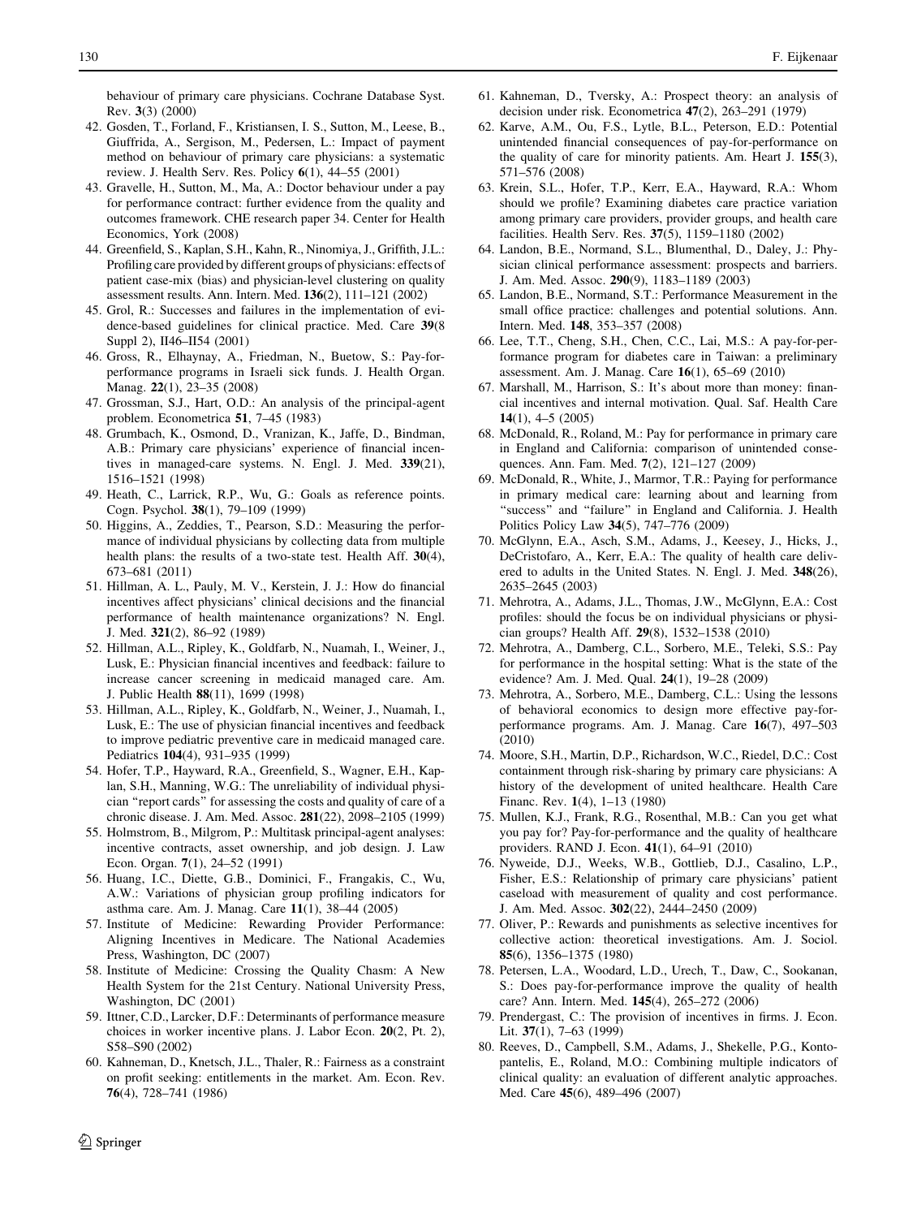behaviour of primary care physicians. Cochrane Database Syst. Rev. **3**(3) (2000)

42. Gosden, T., Forland, F., Kristiansen, I. S., Sutton, M., Leese, B., Giuffrida, A., Sergison, M., Pedersen, L.: Impact of payment method on behaviour of primary care physicians: a systematic review. J. Health Serv. Res. Policy **6**(1), 44–55 (2001)
43. Gravelle, H., Sutton, M., Ma, A.: Doctor behaviour under a pay for performance contract: further evidence from the quality and outcomes framework. CHE research paper 34. Center for Health Economics, York (2008)
44. Greenfield, S., Kaplan, S.H., Kahn, R., Ninomiya, J., Griffith, J.L.: Profiling care provided by different groups of physicians: effects of patient case-mix (bias) and physician-level clustering on quality assessment results. Ann. Intern. Med. **136**(2), 111–121 (2002)
45. Grol, R.: Successes and failures in the implementation of evidence-based guidelines for clinical practice. Med. Care **39**(8 Suppl 2), II46–II54 (2001)
46. Gross, R., Elhaynay, A., Friedman, N., Buetow, S.: Pay-for-performance programs in Israeli sick funds. J. Health Organ. Manag. **22**(1), 23–35 (2008)
47. Grossman, S.J., Hart, O.D.: An analysis of the principal-agent problem. Econometrica **51**, 7–45 (1983)
48. Grumbach, K., Osmond, D., Vranizan, K., Jaffe, D., Bindman, A.B.: Primary care physicians' experience of financial incentives in managed-care systems. N. Engl. J. Med. **339**(21), 1516–1521 (1998)
49. Heath, C., Larrick, R.P., Wu, G.: Goals as reference points. Cogn. Psychol. **38**(1), 79–109 (1999)
50. Higgins, A., Zeddies, T., Pearson, S.D.: Measuring the performance of individual physicians by collecting data from multiple health plans: the results of a two-state test. Health Aff. **30**(4), 673–681 (2011)
51. Hillman, A. L., Pauly, M. V., Kerstein, J. J.: How do financial incentives affect physicians' clinical decisions and the financial performance of health maintenance organizations? N. Engl. J. Med. **321**(2), 86–92 (1989)
52. Hillman, A.L., Ripley, K., Goldfarb, N., Nuamah, I., Weiner, J., Lusk, E.: Physician financial incentives and feedback: failure to increase cancer screening in medicaid managed care. Am. J. Public Health **88**(11), 1699 (1998)
53. Hillman, A.L., Ripley, K., Goldfarb, N., Weiner, J., Nuamah, I., Lusk, E.: The use of physician financial incentives and feedback to improve pediatric preventive care in medicaid managed care. Pediatrics **104**(4), 931–935 (1999)
54. Hofer, T.P., Hayward, R.A., Greenfield, S., Wagner, E.H., Kaplan, S.H., Manning, W.G.: The unreliability of individual physician "report cards" for assessing the costs and quality of care of a chronic disease. J. Am. Med. Assoc. **281**(22), 2098–2105 (1999)
55. Holmstrom, B., Milgrom, P.: Multitask principal-agent analyses: incentive contracts, asset ownership, and job design. J. Law Econ. Organ. **7**(1), 24–52 (1991)
56. Huang, I.C., Diette, G.B., Dominici, F., Frangakis, C., Wu, A.W.: Variations of physician group profiling indicators for asthma care. Am. J. Manag. Care **11**(1), 38–44 (2005)
57. Institute of Medicine: Rewarding Provider Performance: Aligning Incentives in Medicare. The National Academies Press, Washington, DC (2007)
58. Institute of Medicine: Crossing the Quality Chasm: A New Health System for the 21st Century. National University Press, Washington, DC (2001)
59. Ittner, C.D., Larcker, D.F.: Determinants of performance measure choices in worker incentive plans. J. Labor Econ. **20**(2, Pt. 2), S58–S90 (2002)
60. Kahneman, D., Knetsch, J.L., Thaler, R.: Fairness as a constraint on profit seeking: entitlements in the market. Am. Econ. Rev. **76**(4), 728–741 (1986)
61. Kahneman, D., Tversky, A.: Prospect theory: an analysis of decision under risk. Econometrica **47**(2), 263–291 (1979)
62. Karve, A.M., Ou, F.S., Lytle, B.L., Peterson, E.D.: Potential unintended financial consequences of pay-for-performance on the quality of care for minority patients. Am. Heart J. **155**(3), 571–576 (2008)
63. Krein, S.L., Hofer, T.P., Kerr, E.A., Hayward, R.A.: Whom should we profile? Examining diabetes care practice variation among primary care providers, provider groups, and health care facilities. Health Serv. Res. **37**(5), 1159–1180 (2002)
64. Landon, B.E., Normand, S.L., Blumenthal, D., Daley, J.: Physician clinical performance assessment: prospects and barriers. J. Am. Med. Assoc. **290**(9), 1183–1189 (2003)
65. Landon, B.E., Normand, S.T.: Performance Measurement in the small office practice: challenges and potential solutions. Ann. Intern. Med. **148**, 353–357 (2008)
66. Lee, T.T., Cheng, S.H., Chen, C.C., Lai, M.S.: A pay-for-performance program for diabetes care in Taiwan: a preliminary assessment. Am. J. Manag. Care **16**(1), 65–69 (2010)
67. Marshall, M., Harrison, S.: It's about more than money: financial incentives and internal motivation. Qual. Saf. Health Care **14**(1), 4–5 (2005)
68. McDonald, R., Roland, M.: Pay for performance in primary care in England and California: comparison of unintended consequences. Ann. Fam. Med. **7**(2), 121–127 (2009)
69. McDonald, R., White, J., Marmor, T.R.: Paying for performance in primary medical care: learning about and learning from "success" and "failure" in England and California. J. Health Politics Policy Law **34**(5), 747–776 (2009)
70. McGlynn, E.A., Asch, S.M., Adams, J., Keesey, J., Hicks, J., DeCristofaro, A., Kerr, E.A.: The quality of health care delivered to adults in the United States. N. Engl. J. Med. **348**(26), 2635–2645 (2003)
71. Mehrotra, A., Adams, J.L., Thomas, J.W., McGlynn, E.A.: Cost profiles: should the focus be on individual physicians or physician groups? Health Aff. **29**(8), 1532–1538 (2010)
72. Mehrotra, A., Damberg, C.L., Sorbero, M.E., Teleki, S.S.: Pay for performance in the hospital setting: What is the state of the evidence? Am. J. Med. Qual. **24**(1), 19–28 (2009)
73. Mehrotra, A., Sorbero, M.E., Damberg, C.L.: Using the lessons of behavioral economics to design more effective pay-for-performance programs. Am. J. Manag. Care **16**(7), 497–503 (2010)
74. Moore, S.H., Martin, D.P., Richardson, W.C., Riedel, D.C.: Cost containment through risk-sharing by primary care physicians: A history of the development of united healthcare. Health Care Financ. Rev. **1**(4), 1–13 (1980)
75. Mullen, K.J., Frank, R.G., Rosenthal, M.B.: Can you get what you pay for? Pay-for-performance and the quality of healthcare providers. RAND J. Econ. **41**(1), 64–91 (2010)
76. Nyweide, D.J., Weeks, W.B., Gottlieb, D.J., Casalino, L.P., Fisher, E.S.: Relationship of primary care physicians' patient caseload with measurement of quality and cost performance. J. Am. Med. Assoc. **302**(22), 2444–2450 (2009)
77. Oliver, P.: Rewards and punishments as selective incentives for collective action: theoretical investigations. Am. J. Sociol. **85**(6), 1356–1375 (1980)
78. Petersen, L.A., Woodard, L.D., Urech, T., Daw, C., Sookanan, S.: Does pay-for-performance improve the quality of health care? Ann. Intern. Med. **145**(4), 265–272 (2006)
79. Prendergast, C.: The provision of incentives in firms. J. Econ. Lit. **37**(1), 7–63 (1999)
80. Reeves, D., Campbell, S.M., Adams, J., Shekelle, P.G., Kontopantelis, E., Roland, M.O.: Combining multiple indicators of clinical quality: an evaluation of different analytic approaches. Med. Care **45**(6), 489–496 (2007)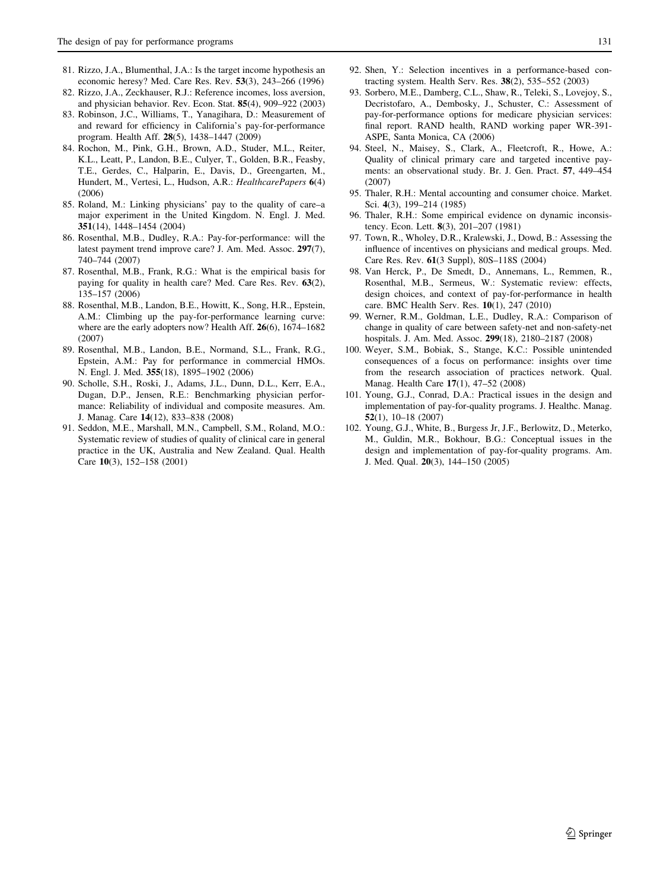81. Rizzo, J.A., Blumenthal, J.A.: Is the target income hypothesis an economic heresy? Med. Care Res. Rev. **53**(3), 243–266 (1996)
82. Rizzo, J.A., Zeckhauser, R.J.: Reference incomes, loss aversion, and physician behavior. Rev. Econ. Stat. **85**(4), 909–922 (2003)
83. Robinson, J.C., Williams, T., Yanagihara, D.: Measurement of and reward for efficiency in California's pay-for-performance program. Health Aff. **28**(5), 1438–1447 (2009)
84. Rochon, M., Pink, G.H., Brown, A.D., Studer, M.L., Reiter, K.L., Leatt, P., Landon, B.E., Culyer, T., Golden, B.R., Feasby, T.E., Gerdes, C., Halparin, E., Davis, D., Greengarten, M., Hundert, M., Vertesi, L., Hudson, A.R.: *HealthcarePapers* **6**(4) (2006)
85. Roland, M.: Linking physicians' pay to the quality of care–a major experiment in the United Kingdom. N. Engl. J. Med. **351**(14), 1448–1454 (2004)
86. Rosenthal, M.B., Dudley, R.A.: Pay-for-performance: will the latest payment trend improve care? J. Am. Med. Assoc. **297**(7), 740–744 (2007)
87. Rosenthal, M.B., Frank, R.G.: What is the empirical basis for paying for quality in health care? Med. Care Res. Rev. **63**(2), 135–157 (2006)
88. Rosenthal, M.B., Landon, B.E., Howitt, K., Song, H.R., Epstein, A.M.: Climbing up the pay-for-performance learning curve: where are the early adopters now? Health Aff. **26**(6), 1674–1682 (2007)
89. Rosenthal, M.B., Landon, B.E., Normand, S.L., Frank, R.G., Epstein, A.M.: Pay for performance in commercial HMOs. N. Engl. J. Med. **355**(18), 1895–1902 (2006)
90. Scholle, S.H., Roski, J., Adams, J.L., Dunn, D.L., Kerr, E.A., Dugan, D.P., Jensen, R.E.: Benchmarking physician performance: Reliability of individual and composite measures. Am. J. Manag. Care **14**(12), 833–838 (2008)
91. Seddon, M.E., Marshall, M.N., Campbell, S.M., Roland, M.O.: Systematic review of studies of quality of clinical care in general practice in the UK, Australia and New Zealand. Qual. Health Care **10**(3), 152–158 (2001)
92. Shen, Y.: Selection incentives in a performance-based contracting system. Health Serv. Res. **38**(2), 535–552 (2003)
93. Sorbero, M.E., Damberg, C.L., Shaw, R., Teleki, S., Lovejoy, S., Decristofaro, A., Dembosky, J., Schuster, C.: Assessment of pay-for-performance options for medicare physician services: final report. RAND health, RAND working paper WR-391-ASPE, Santa Monica, CA (2006)
94. Steel, N., Maisey, S., Clark, A., Fleetcroft, R., Howe, A.: Quality of clinical primary care and targeted incentive payments: an observational study. Br. J. Gen. Pract. **57**, 449–454 (2007)
95. Thaler, R.H.: Mental accounting and consumer choice. Market. Sci. **4**(3), 199–214 (1985)
96. Thaler, R.H.: Some empirical evidence on dynamic inconsistency. Econ. Lett. **8**(3), 201–207 (1981)
97. Town, R., Wholey, D.R., Kralewski, J., Dowd, B.: Assessing the influence of incentives on physicians and medical groups. Med. Care Res. Rev. **61**(3 Suppl), 80S–118S (2004)
98. Van Herck, P., De Smedt, D., Annemans, L., Remmen, R., Rosenthal, M.B., Sermeus, W.: Systematic review: effects, design choices, and context of pay-for-performance in health care. BMC Health Serv. Res. **10**(1), 247 (2010)
99. Werner, R.M., Goldman, L.E., Dudley, R.A.: Comparison of change in quality of care between safety-net and non-safety-net hospitals. J. Am. Med. Assoc. **299**(18), 2180–2187 (2008)
100. Weyer, S.M., Bobiak, S., Stange, K.C.: Possible unintended consequences of a focus on performance: insights over time from the research association of practices network. Qual. Manag. Health Care **17**(1), 47–52 (2008)
101. Young, G.J., Conrad, D.A.: Practical issues in the design and implementation of pay-for-quality programs. J. Healthc. Manag. **52**(1), 10–18 (2007)
102. Young, G.J., White, B., Burgess Jr, J.F., Berlowitz, D., Meterko, M., Guldin, M.R., Bokhour, B.G.: Conceptual issues in the design and implementation of pay-for-quality programs. Am. J. Med. Qual. **20**(3), 144–150 (2005)